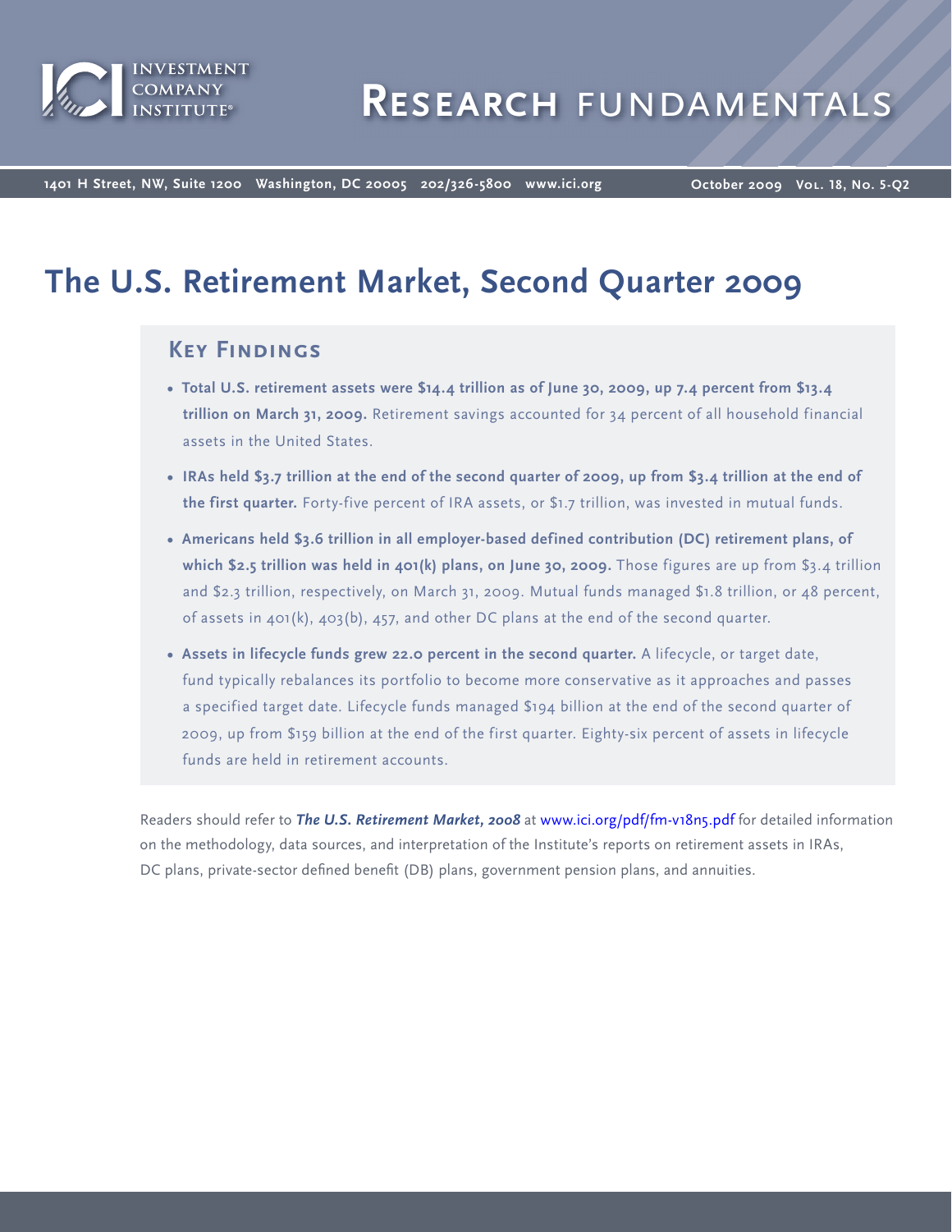# The U.S. Retirement Market, Second Quarter 2009

## Key Findings

- **Total U.S. retirement assets were $14.4 trillion as of June 30, 2009, up 7.4 percent from $13.4 trillion on March 31, 2009.** Retirement savings accounted for 34 percent of all household financial assets in the United States.
- **IRAs held $3.7 trillion at the end of the second quarter of 2009, up from $3.4 trillion at the end of the first quarter.** Forty-five percent of IRA assets, or $1.7 trillion, was invested in mutual funds.
- **Americans held $3.6 trillion in all employer-based defined contribution (DC) retirement plans, of which $2.5 trillion was held in 401(k) plans, on June 30, 2009.** Those figures are up from $3.4 trillion and $2.3 trillion, respectively, on March 31, 2009. Mutual funds managed $1.8 trillion, or 48 percent, of assets in 401(k), 403(b), 457, and other DC plans at the end of the second quarter.
- **Assets in lifecycle funds grew 22.0 percent in the second quarter.** A lifecycle, or target date, fund typically rebalances its portfolio to become more conservative as it approaches and passes a specified target date. Lifecycle funds managed $194 billion at the end of the second quarter of 2009, up from $159 billion at the end of the first quarter. Eighty-six percent of assets in lifecycle funds are held in retirement accounts.

Readers should refer to ***The U.S. Retirement Market, 2008*** at www.ici.org/pdf/fm-v18n5.pdf for detailed information on the methodology, data sources, and interpretation of the Institute's reports on retirement assets in IRAs, DC plans, private-sector defined benefit (DB) plans, government pension plans, and annuities.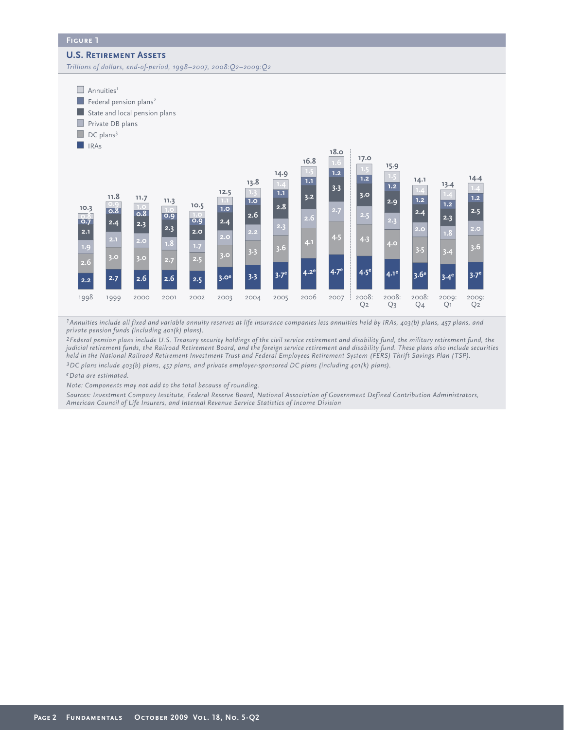### Figure 1

## U.S. Retirement Assets

*Trillions of dollars, end-of-period, 1998–2007, 2008:Q2–2009:Q2*

| | 1998 | 1999 | 2000 | 2001 | 2002 | 2003 | 2004 | 2005 | 2006 | 2007 | 2008:Q2 | 2008:Q3 | 2008:Q4 | 2009:Q1 | 2009:Q2 |
|---|---|---|---|---|---|---|---|---|---|---|---|---|---|---|---|
| Total | 10.3 | 11.8 | 11.7 | 11.3 | 10.5 | 12.5 | 13.8 | 14.9 | 16.8 | 18.0 | 17.0 | 15.9 | 14.1 | 13.4 | 14.4 |
| Annuities[1] | 0.8 | 0.9 | 1.0 | 1.0 | 1.0 | 1.1 | 1.3 | 1.4 | 1.5 | 1.6 | 1.5 | 1.5 | 1.4 | 1.4 | 1.4 |
| Federal pension plans[2] | 0.7 | 0.8 | 0.8 | 0.9 | 0.9 | 1.0 | 1.0 | 1.1 | 1.1 | 1.2 | 1.2 | 1.2 | 1.2 | 1.2 | 1.2 |
| State and local pension plans | 2.1 | 2.4 | 2.3 | 2.3 | 2.0 | 2.4 | 2.6 | 2.8 | 3.2 | 3.3 | 3.0 | 2.9 | 2.4 | 2.3 | 2.5 |
| Private DB plans | 1.9 | 2.1 | 2.0 | 1.8 | 1.7 | 2.0 | 2.2 | 2.3 | 2.6 | 2.7 | 2.5 | 2.3 | 2.0 | 1.8 | 2.0 |
| DC plans[3] | 2.6 | 3.0 | 3.0 | 2.7 | 2.5 | 3.0 | 3.3 | 3.6 | 4.1 | 4.5 | 4.3 | 4.0 | 3.5 | 3.4 | 3.6 |
| IRAs | 2.2 | 2.7 | 2.6 | 2.6 | 2.5 | 3.0[e] | 3.3 | 3.7[e] | 4.2[e] | 4.7[e] | 4.5[e] | 4.1[e] | 3.6[e] | 3.4[e] | 3.7[e] |

[1] Annuities include all fixed and variable annuity reserves at life insurance companies less annuities held by IRAs, 403(b) plans, 457 plans, and private pension funds (including 401(k) plans).

[2] Federal pension plans include U.S. Treasury security holdings of the civil service retirement and disability fund, the military retirement fund, the judicial retirement funds, the Railroad Retirement Board, and the foreign service retirement and disability fund. These plans also include securities held in the National Railroad Retirement Investment Trust and Federal Employees Retirement System (FERS) Thrift Savings Plan (TSP).

[3] DC plans include 403(b) plans, 457 plans, and private employer-sponsored DC plans (including 401(k) plans).

[e] Data are estimated.

Note: Components may not add to the total because of rounding.

Sources: Investment Company Institute, Federal Reserve Board, National Association of Government Defined Contribution Administrators, American Council of Life Insurers, and Internal Revenue Service Statistics of Income Division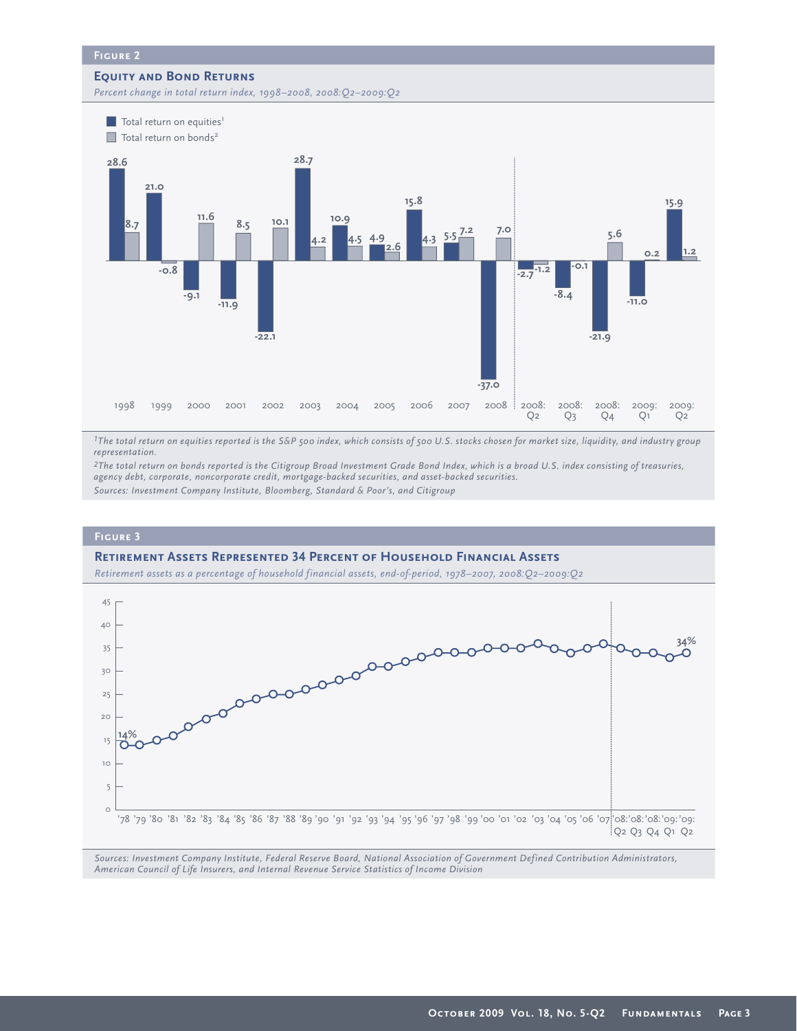## Figure 2

### Equity and Bond Returns

*Percent change in total return index, 1998–2008, 2008:Q2–2009:Q2*

| Period | Total return on equities[1] | Total return on bonds[2] |
|---|---|---|
| 1998 | 28.6 | 8.7 |
| 1999 | 21.0 | -0.8 |
| 2000 | -9.1 | 11.6 |
| 2001 | -11.9 | 8.5 |
| 2002 | -22.1 | 10.1 |
| 2003 | 28.7 | 4.2 |
| 2004 | 10.9 | 4.5 |
| 2005 | 4.9 | 2.6 |
| 2006 | 15.8 | 4.3 |
| 2007 | 5.5 | 7.2 |
| 2008 | -37.0 | 7.0 |
| 2008: Q2 | -2.7 | -1.2 |
| 2008: Q3 | -8.4 | -0.1 |
| 2008: Q4 | -21.9 | 5.6 |
| 2009: Q1 | -11.0 | 0.2 |
| 2009: Q2 | 15.9 | 1.2 |

[1]*The total return on equities reported is the S&P 500 index, which consists of 500 U.S. stocks chosen for market size, liquidity, and industry group representation.*

[2]*The total return on bonds reported is the Citigroup Broad Investment Grade Bond Index, which is a broad U.S. index consisting of treasuries, agency debt, corporate, noncorporate credit, mortgage-backed securities, and asset-backed securities.*

*Sources: Investment Company Institute, Bloomberg, Standard & Poor's, and Citigroup*

## Figure 3

### Retirement Assets Represented 34 Percent of Household Financial Assets

*Retirement assets as a percentage of household financial assets, end-of-period, 1978–2007, 2008:Q2–2009:Q2*

| Period | Percent |
|---|---|
| '78 | 14% |
| '09: Q2 | 34% |

*Sources: Investment Company Institute, Federal Reserve Board, National Association of Government Defined Contribution Administrators, American Council of Life Insurers, and Internal Revenue Service Statistics of Income Division*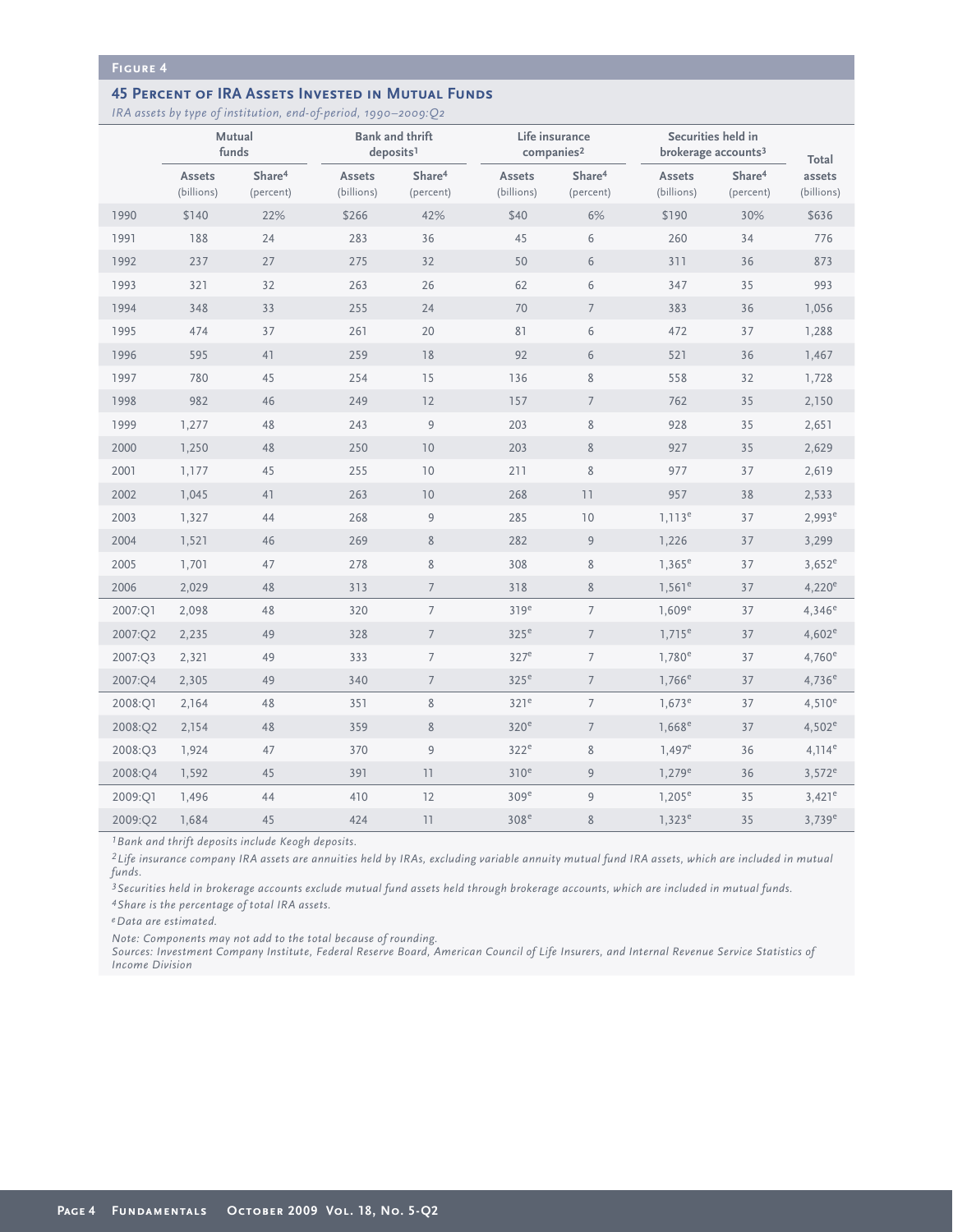**Figure 4**

### 45 Percent of IRA Assets Invested in Mutual Funds

*IRA assets by type of institution, end-of-period, 1990–2009:Q2*

| | Mutual funds | | Bank and thrift deposits[1] | | Life insurance companies[2] | | Securities held in brokerage accounts[3] | | Total |
|---|---|---|---|---|---|---|---|---|---|
| | Assets (billions) | Share[4] (percent) | Assets (billions) | Share[4] (percent) | Assets (billions) | Share[4] (percent) | Assets (billions) | Share[4] (percent) | Total assets (billions) |
| 1990 | $140 | 22% | $266 | 42% | $40 | 6% | $190 | 30% | $636 |
| 1991 | 188 | 24 | 283 | 36 | 45 | 6 | 260 | 34 | 776 |
| 1992 | 237 | 27 | 275 | 32 | 50 | 6 | 311 | 36 | 873 |
| 1993 | 321 | 32 | 263 | 26 | 62 | 6 | 347 | 35 | 993 |
| 1994 | 348 | 33 | 255 | 24 | 70 | 7 | 383 | 36 | 1,056 |
| 1995 | 474 | 37 | 261 | 20 | 81 | 6 | 472 | 37 | 1,288 |
| 1996 | 595 | 41 | 259 | 18 | 92 | 6 | 521 | 36 | 1,467 |
| 1997 | 780 | 45 | 254 | 15 | 136 | 8 | 558 | 32 | 1,728 |
| 1998 | 982 | 46 | 249 | 12 | 157 | 7 | 762 | 35 | 2,150 |
| 1999 | 1,277 | 48 | 243 | 9 | 203 | 8 | 928 | 35 | 2,651 |
| 2000 | 1,250 | 48 | 250 | 10 | 203 | 8 | 927 | 35 | 2,629 |
| 2001 | 1,177 | 45 | 255 | 10 | 211 | 8 | 977 | 37 | 2,619 |
| 2002 | 1,045 | 41 | 263 | 10 | 268 | 11 | 957 | 38 | 2,533 |
| 2003 | 1,327 | 44 | 268 | 9 | 285 | 10 | 1,113[e] | 37 | 2,993[e] |
| 2004 | 1,521 | 46 | 269 | 8 | 282 | 9 | 1,226 | 37 | 3,299 |
| 2005 | 1,701 | 47 | 278 | 8 | 308 | 8 | 1,365[e] | 37 | 3,652[e] |
| 2006 | 2,029 | 48 | 313 | 7 | 318 | 8 | 1,561[e] | 37 | 4,220[e] |
| 2007:Q1 | 2,098 | 48 | 320 | 7 | 319[e] | 7 | 1,609[e] | 37 | 4,346[e] |
| 2007:Q2 | 2,235 | 49 | 328 | 7 | 325[e] | 7 | 1,715[e] | 37 | 4,602[e] |
| 2007:Q3 | 2,321 | 49 | 333 | 7 | 327[e] | 7 | 1,780[e] | 37 | 4,760[e] |
| 2007:Q4 | 2,305 | 49 | 340 | 7 | 325[e] | 7 | 1,766[e] | 37 | 4,736[e] |
| 2008:Q1 | 2,164 | 48 | 351 | 8 | 321[e] | 7 | 1,673[e] | 37 | 4,510[e] |
| 2008:Q2 | 2,154 | 48 | 359 | 8 | 320[e] | 7 | 1,668[e] | 37 | 4,502[e] |
| 2008:Q3 | 1,924 | 47 | 370 | 9 | 322[e] | 8 | 1,497[e] | 36 | 4,114[e] |
| 2008:Q4 | 1,592 | 45 | 391 | 11 | 310[e] | 9 | 1,279[e] | 36 | 3,572[e] |
| 2009:Q1 | 1,496 | 44 | 410 | 12 | 309[e] | 9 | 1,205[e] | 35 | 3,421[e] |
| 2009:Q2 | 1,684 | 45 | 424 | 11 | 308[e] | 8 | 1,323[e] | 35 | 3,739[e] |

*[1] Bank and thrift deposits include Keogh deposits.*

*[2] Life insurance company IRA assets are annuities held by IRAs, excluding variable annuity mutual fund IRA assets, which are included in mutual funds.*

*[3] Securities held in brokerage accounts exclude mutual fund assets held through brokerage accounts, which are included in mutual funds.*

*[4] Share is the percentage of total IRA assets.*

*[e] Data are estimated.*

*Note: Components may not add to the total because of rounding.*

*Sources: Investment Company Institute, Federal Reserve Board, American Council of Life Insurers, and Internal Revenue Service Statistics of Income Division*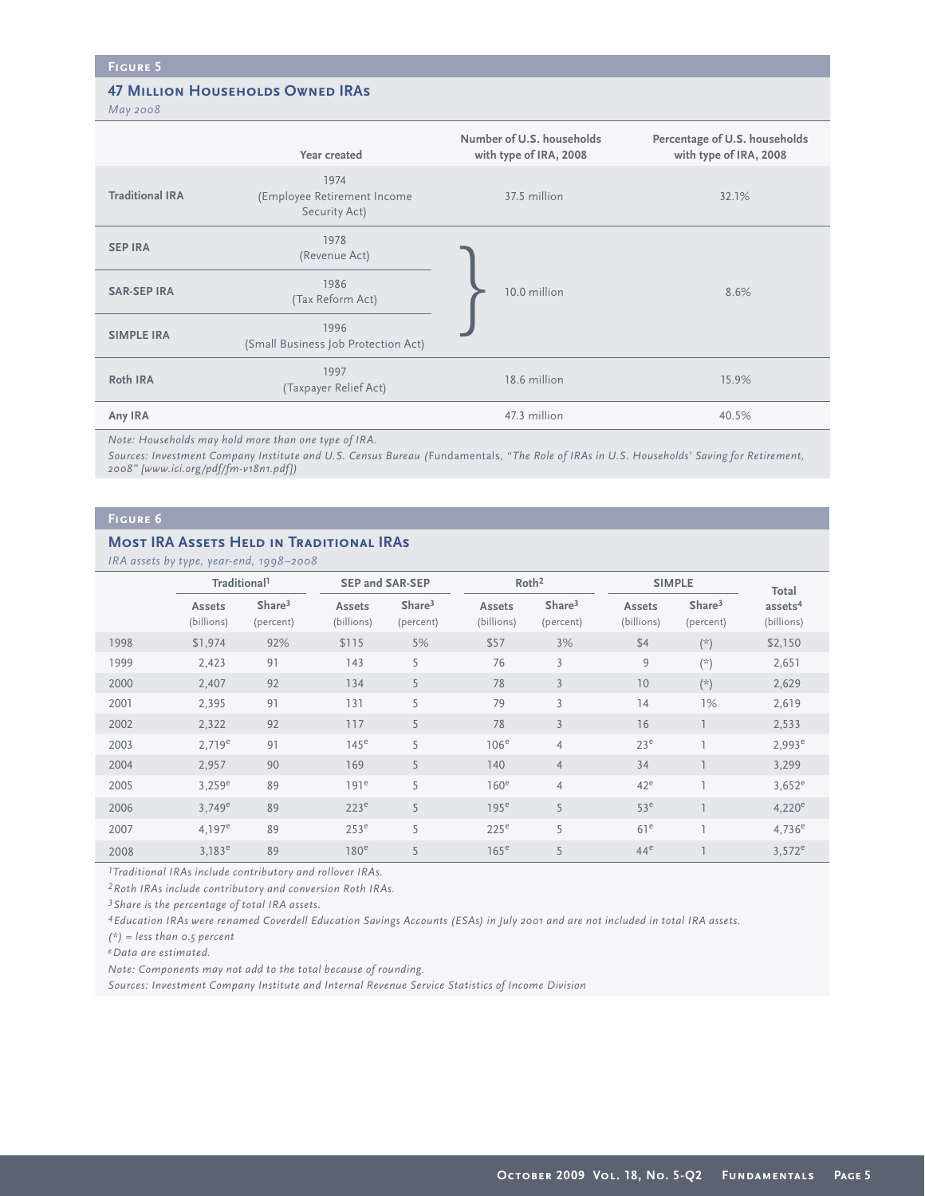**Figure 5**

### 47 Million Households Owned IRAs

*May 2008*

| | Year created | Number of U.S. households with type of IRA, 2008 | Percentage of U.S. households with type of IRA, 2008 |
|---|---|---|---|
| **Traditional IRA** | 1974 (Employee Retirement Income Security Act) | 37.5 million | 32.1% |
| **SEP IRA** | 1978 (Revenue Act) | 10.0 million | 8.6% |
| **SAR-SEP IRA** | 1986 (Tax Reform Act) | | |
| **SIMPLE IRA** | 1996 (Small Business Job Protection Act) | | |
| **Roth IRA** | 1997 (Taxpayer Relief Act) | 18.6 million | 15.9% |
| **Any IRA** | | 47.3 million | 40.5% |

*Note: Households may hold more than one type of IRA.*

*Sources: Investment Company Institute and U.S. Census Bureau (*Fundamentals*, "The Role of IRAs in U.S. Households' Saving for Retirement, 2008" [www.ici.org/pdf/fm-v18n1.pdf])*

**Figure 6**

### Most IRA Assets Held in Traditional IRAs

*IRA assets by type, year-end, 1998–2008*

| | Traditional[1] | | SEP and SAR-SEP | | Roth[2] | | SIMPLE | | Total assets[4] |
|---|---|---|---|---|---|---|---|---|---|
| | Assets (billions) | Share[3] (percent) | Assets (billions) | Share[3] (percent) | Assets (billions) | Share[3] (percent) | Assets (billions) | Share[3] (percent) | (billions) |
| 1998 | $1,974 | 92% | $115 | 5% | $57 | 3% | $4 | (*) | $2,150 |
| 1999 | 2,423 | 91 | 143 | 5 | 76 | 3 | 9 | (*) | 2,651 |
| 2000 | 2,407 | 92 | 134 | 5 | 78 | 3 | 10 | (*) | 2,629 |
| 2001 | 2,395 | 91 | 131 | 5 | 79 | 3 | 14 | 1% | 2,619 |
| 2002 | 2,322 | 92 | 117 | 5 | 78 | 3 | 16 | 1 | 2,533 |
| 2003 | 2,719[e] | 91 | 145[e] | 5 | 106[e] | 4 | 23[e] | 1 | 2,993[e] |
| 2004 | 2,957 | 90 | 169 | 5 | 140 | 4 | 34 | 1 | 3,299 |
| 2005 | 3,259[e] | 89 | 191[e] | 5 | 160[e] | 4 | 42[e] | 1 | 3,652[e] |
| 2006 | 3,749[e] | 89 | 223[e] | 5 | 195[e] | 5 | 53[e] | 1 | 4,220[e] |
| 2007 | 4,197[e] | 89 | 253[e] | 5 | 225[e] | 5 | 61[e] | 1 | 4,736[e] |
| 2008 | 3,183[e] | 89 | 180[e] | 5 | 165[e] | 5 | 44[e] | 1 | 3,572[e] |

*[1] Traditional IRAs include contributory and rollover IRAs.*

*[2] Roth IRAs include contributory and conversion Roth IRAs.*

*[3] Share is the percentage of total IRA assets.*

*[4] Education IRAs were renamed Coverdell Education Savings Accounts (ESAs) in July 2001 and are not included in total IRA assets.*

*(*) = less than 0.5 percent*

*[e] Data are estimated.*

*Note: Components may not add to the total because of rounding.*

*Sources: Investment Company Institute and Internal Revenue Service Statistics of Income Division*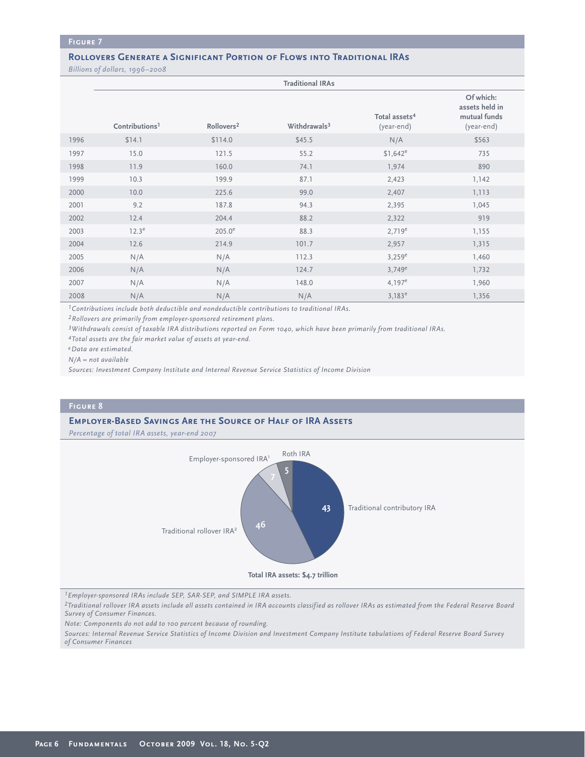## Figure 7

### Rollovers Generate a Significant Portion of Flows into Traditional IRAs

*Billions of dollars, 1996–2008*

| | Traditional IRAs | | | | |
|---|---|---|---|---|---|
| | Contributions[1] | Rollovers[2] | Withdrawals[3] | Total assets[4] (year-end) | Of which: assets held in mutual funds (year-end) |
| 1996 | $14.1 | $114.0 | $45.5 | N/A | $563 |
| 1997 | 15.0 | 121.5 | 55.2 | $1,642[e] | 735 |
| 1998 | 11.9 | 160.0 | 74.1 | 1,974 | 890 |
| 1999 | 10.3 | 199.9 | 87.1 | 2,423 | 1,142 |
| 2000 | 10.0 | 225.6 | 99.0 | 2,407 | 1,113 |
| 2001 | 9.2 | 187.8 | 94.3 | 2,395 | 1,045 |
| 2002 | 12.4 | 204.4 | 88.2 | 2,322 | 919 |
| 2003 | 12.3[e] | 205.0[e] | 88.3 | 2,719[e] | 1,155 |
| 2004 | 12.6 | 214.9 | 101.7 | 2,957 | 1,315 |
| 2005 | N/A | N/A | 112.3 | 3,259[e] | 1,460 |
| 2006 | N/A | N/A | 124.7 | 3,749[e] | 1,732 |
| 2007 | N/A | N/A | 148.0 | 4,197[e] | 1,960 |
| 2008 | N/A | N/A | N/A | 3,183[e] | 1,356 |

*[1] Contributions include both deductible and nondeductible contributions to traditional IRAs.*

*[2] Rollovers are primarily from employer-sponsored retirement plans.*

*[3] Withdrawals consist of taxable IRA distributions reported on Form 1040, which have been primarily from traditional IRAs.*

*[4] Total assets are the fair market value of assets at year-end.*

*[e] Data are estimated.*

*N/A = not available*

*Sources: Investment Company Institute and Internal Revenue Service Statistics of Income Division*

## Figure 8

### Employer-Based Savings Are the Source of Half of IRA Assets

*Percentage of total IRA assets, year-end 2007*

| Category | Percent |
|---|---|
| Traditional contributory IRA | 43 |
| Traditional rollover IRA[2] | 46 |
| Employer-sponsored IRA[1] | 7 |
| Roth IRA | 5 |

**Total IRA assets: $4.7 trillion**

*[1] Employer-sponsored IRAs include SEP, SAR-SEP, and SIMPLE IRA assets.*

*[2] Traditional rollover IRA assets include all assets contained in IRA accounts classified as rollover IRAs as estimated from the Federal Reserve Board Survey of Consumer Finances.*

*Note: Components do not add to 100 percent because of rounding.*

*Sources: Internal Revenue Service Statistics of Income Division and Investment Company Institute tabulations of Federal Reserve Board Survey of Consumer Finances*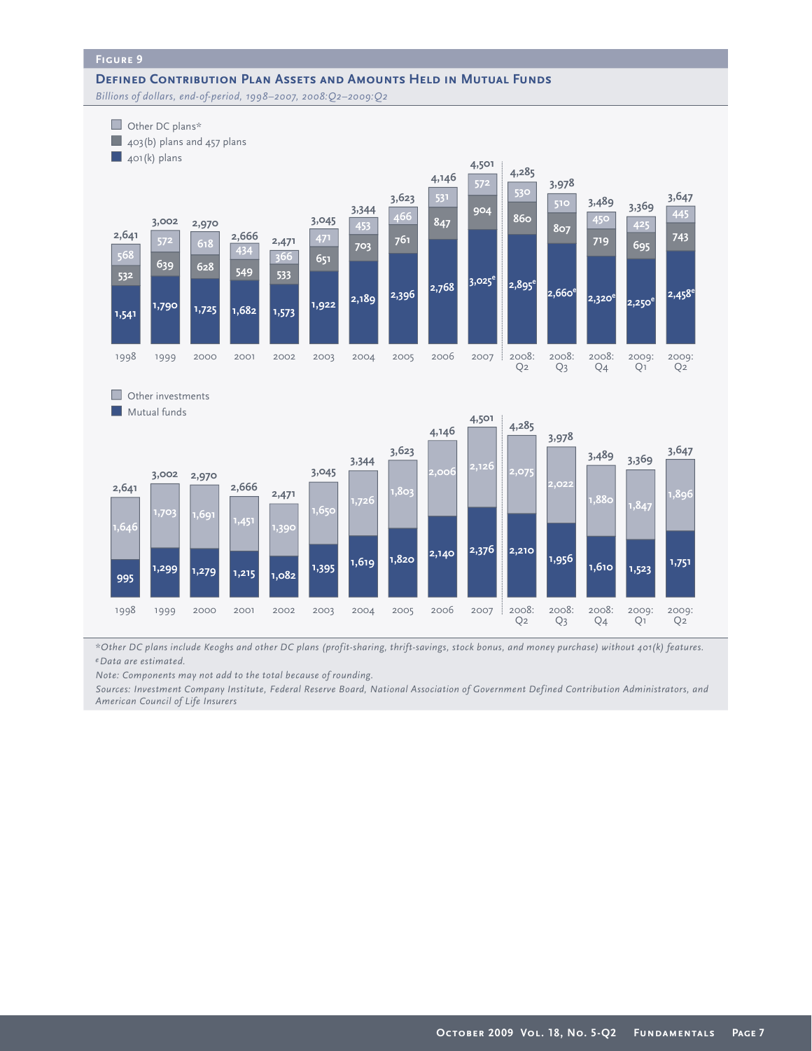## Figure 9

### Defined Contribution Plan Assets and Amounts Held in Mutual Funds

*Billions of dollars, end-of-period, 1998–2007, 2008:Q2–2009:Q2*

| | 1998 | 1999 | 2000 | 2001 | 2002 | 2003 | 2004 | 2005 | 2006 | 2007 | 2008:Q2 | 2008:Q3 | 2008:Q4 | 2009:Q1 | 2009:Q2 |
|---|---|---|---|---|---|---|---|---|---|---|---|---|---|---|---|
| Other DC plans* | 568 | 572 | 618 | 434 | 366 | 471 | 453 | 466 | 531 | 572 | 530 | 510 | 450 | 425 | 445 |
| 403(b) plans and 457 plans | 532 | 639 | 628 | 549 | 533 | 651 | 703 | 761 | 847 | 904 | 860 | 807 | 719 | 695 | 743 |
| 401(k) plans | 1,541 | 1,790 | 1,725 | 1,682 | 1,573 | 1,922 | 2,189 | 2,396 | 2,768 | 3,025[e] | 2,895[e] | 2,660[e] | 2,320[e] | 2,250[e] | 2,458[e] |
| Total | 2,641 | 3,002 | 2,970 | 2,666 | 2,471 | 3,045 | 3,344 | 3,623 | 4,146 | 4,501 | 4,285 | 3,978 | 3,489 | 3,369 | 3,647 |

| | 1998 | 1999 | 2000 | 2001 | 2002 | 2003 | 2004 | 2005 | 2006 | 2007 | 2008:Q2 | 2008:Q3 | 2008:Q4 | 2009:Q1 | 2009:Q2 |
|---|---|---|---|---|---|---|---|---|---|---|---|---|---|---|---|
| Other investments | 1,646 | 1,703 | 1,691 | 1,451 | 1,390 | 1,650 | 1,726 | 1,803 | 2,006 | 2,126 | 2,075 | 2,022 | 1,880 | 1,847 | 1,896 |
| Mutual funds | 995 | 1,299 | 1,279 | 1,215 | 1,082 | 1,395 | 1,619 | 1,820 | 2,140 | 2,376 | 2,210 | 1,956 | 1,610 | 1,523 | 1,751 |
| Total | 2,641 | 3,002 | 2,970 | 2,666 | 2,471 | 3,045 | 3,344 | 3,623 | 4,146 | 4,501 | 4,285 | 3,978 | 3,489 | 3,369 | 3,647 |

*\*Other DC plans include Keoghs and other DC plans (profit-sharing, thrift-savings, stock bonus, and money purchase) without 401(k) features.*

*[e] Data are estimated.*

*Note: Components may not add to the total because of rounding.*

*Sources: Investment Company Institute, Federal Reserve Board, National Association of Government Defined Contribution Administrators, and American Council of Life Insurers*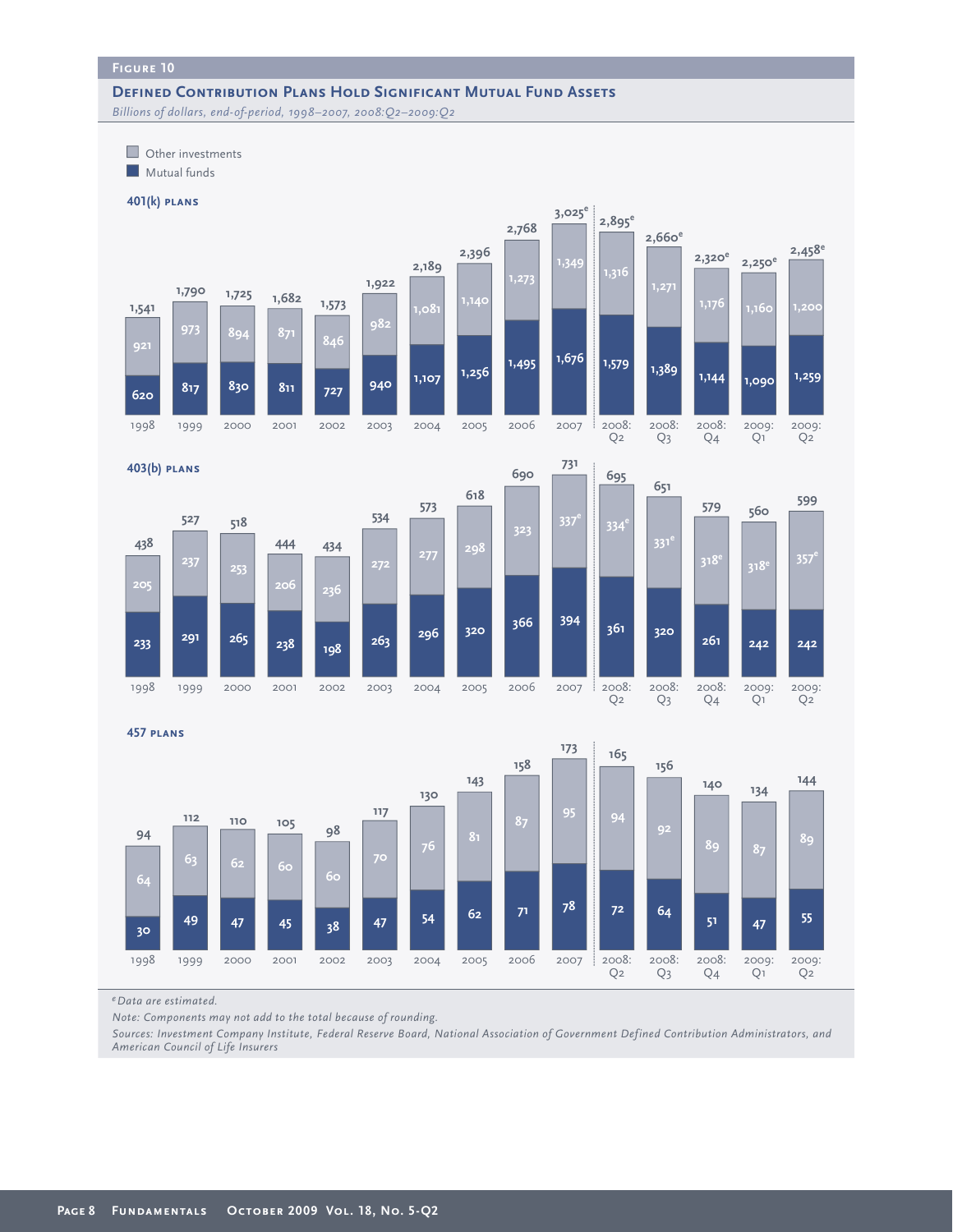FIGURE 10

### Defined Contribution Plans Hold Significant Mutual Fund Assets

*Billions of dollars, end-of-period, 1998–2007, 2008:Q2–2009:Q2*

**401(k) plans**

| | 1998 | 1999 | 2000 | 2001 | 2002 | 2003 | 2004 | 2005 | 2006 | 2007 | 2008:Q2 | 2008:Q3 | 2008:Q4 | 2009:Q1 | 2009:Q2 |
|---|---|---|---|---|---|---|---|---|---|---|---|---|---|---|---|
| Total | 1,541 | 1,790 | 1,725 | 1,682 | 1,573 | 1,922 | 2,189 | 2,396 | 2,768 | 3,025[e] | 2,895[e] | 2,660[e] | 2,320[e] | 2,250[e] | 2,458[e] |
| Other investments | 921 | 973 | 894 | 871 | 846 | 982 | 1,081 | 1,140 | 1,273 | 1,349 | 1,316 | 1,271 | 1,176 | 1,160 | 1,200 |
| Mutual funds | 620 | 817 | 830 | 811 | 727 | 940 | 1,107 | 1,256 | 1,495 | 1,676 | 1,579 | 1,389 | 1,144 | 1,090 | 1,259 |

**403(b) plans**

| | 1998 | 1999 | 2000 | 2001 | 2002 | 2003 | 2004 | 2005 | 2006 | 2007 | 2008:Q2 | 2008:Q3 | 2008:Q4 | 2009:Q1 | 2009:Q2 |
|---|---|---|---|---|---|---|---|---|---|---|---|---|---|---|---|
| Total | 438 | 527 | 518 | 444 | 434 | 534 | 573 | 618 | 690 | 731 | 695 | 651 | 579 | 560 | 599 |
| Other investments | 205 | 237 | 253 | 206 | 236 | 272 | 277 | 298 | 323 | 337[e] | 334[e] | 331[e] | 318[e] | 318[e] | 357[e] |
| Mutual funds | 233 | 291 | 265 | 238 | 198 | 263 | 296 | 320 | 366 | 394 | 361 | 320 | 261 | 242 | 242 |

**457 plans**

| | 1998 | 1999 | 2000 | 2001 | 2002 | 2003 | 2004 | 2005 | 2006 | 2007 | 2008:Q2 | 2008:Q3 | 2008:Q4 | 2009:Q1 | 2009:Q2 |
|---|---|---|---|---|---|---|---|---|---|---|---|---|---|---|---|
| Total | 94 | 112 | 110 | 105 | 98 | 117 | 130 | 143 | 158 | 173 | 165 | 156 | 140 | 134 | 144 |
| Other investments | 64 | 63 | 62 | 60 | 60 | 70 | 76 | 81 | 87 | 95 | 94 | 92 | 89 | 87 | 89 |
| Mutual funds | 30 | 49 | 47 | 45 | 38 | 47 | 54 | 62 | 71 | 78 | 72 | 64 | 51 | 47 | 55 |

[e] *Data are estimated.*

*Note: Components may not add to the total because of rounding.*

*Sources: Investment Company Institute, Federal Reserve Board, National Association of Government Defined Contribution Administrators, and American Council of Life Insurers*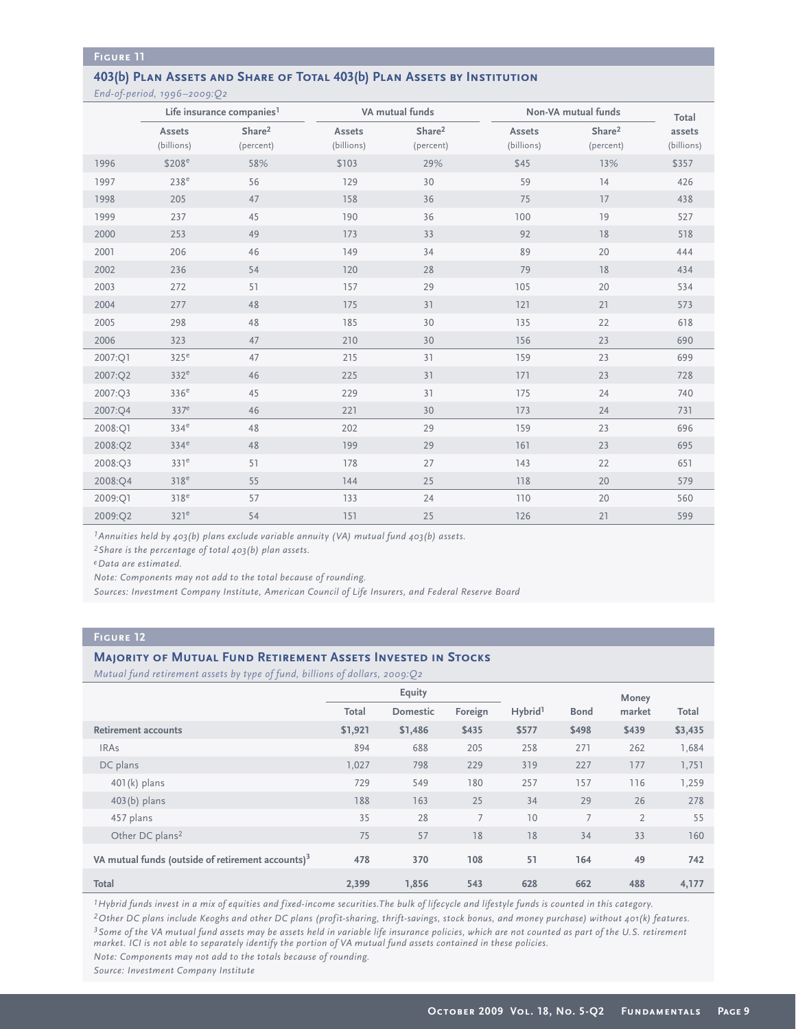## Figure 11

### 403(b) Plan Assets and Share of Total 403(b) Plan Assets by Institution

*End-of-period, 1996–2009:Q2*

| | Life insurance companies[1] | | VA mutual funds | | Non-VA mutual funds | | Total |
|---|---|---|---|---|---|---|---|
| | Assets (billions) | Share[2] (percent) | Assets (billions) | Share[2] (percent) | Assets (billions) | Share[2] (percent) | assets (billions) |
| 1996 | $208[e] | 58% | $103 | 29% | $45 | 13% | $357 |
| 1997 | 238[e] | 56 | 129 | 30 | 59 | 14 | 426 |
| 1998 | 205 | 47 | 158 | 36 | 75 | 17 | 438 |
| 1999 | 237 | 45 | 190 | 36 | 100 | 19 | 527 |
| 2000 | 253 | 49 | 173 | 33 | 92 | 18 | 518 |
| 2001 | 206 | 46 | 149 | 34 | 89 | 20 | 444 |
| 2002 | 236 | 54 | 120 | 28 | 79 | 18 | 434 |
| 2003 | 272 | 51 | 157 | 29 | 105 | 20 | 534 |
| 2004 | 277 | 48 | 175 | 31 | 121 | 21 | 573 |
| 2005 | 298 | 48 | 185 | 30 | 135 | 22 | 618 |
| 2006 | 323 | 47 | 210 | 30 | 156 | 23 | 690 |
| 2007:Q1 | 325[e] | 47 | 215 | 31 | 159 | 23 | 699 |
| 2007:Q2 | 332[e] | 46 | 225 | 31 | 171 | 23 | 728 |
| 2007:Q3 | 336[e] | 45 | 229 | 31 | 175 | 24 | 740 |
| 2007:Q4 | 337[e] | 46 | 221 | 30 | 173 | 24 | 731 |
| 2008:Q1 | 334[e] | 48 | 202 | 29 | 159 | 23 | 696 |
| 2008:Q2 | 334[e] | 48 | 199 | 29 | 161 | 23 | 695 |
| 2008:Q3 | 331[e] | 51 | 178 | 27 | 143 | 22 | 651 |
| 2008:Q4 | 318[e] | 55 | 144 | 25 | 118 | 20 | 579 |
| 2009:Q1 | 318[e] | 57 | 133 | 24 | 110 | 20 | 560 |
| 2009:Q2 | 321[e] | 54 | 151 | 25 | 126 | 21 | 599 |

*[1]Annuities held by 403(b) plans exclude variable annuity (VA) mutual fund 403(b) assets.*

*[2]Share is the percentage of total 403(b) plan assets.*

*[e]Data are estimated.*

*Note: Components may not add to the total because of rounding.*

*Sources: Investment Company Institute, American Council of Life Insurers, and Federal Reserve Board*

## Figure 12

### Majority of Mutual Fund Retirement Assets Invested in Stocks

*Mutual fund retirement assets by type of fund, billions of dollars, 2009:Q2*

| | Equity | | | | | Money | |
|---|---|---|---|---|---|---|---|
| | Total | Domestic | Foreign | Hybrid[1] | Bond | market | Total |
| **Retirement accounts** | **$1,921** | **$1,486** | **$435** | **$577** | **$498** | **$439** | **$3,435** |
| IRAs | 894 | 688 | 205 | 258 | 271 | 262 | 1,684 |
| DC plans | 1,027 | 798 | 229 | 319 | 227 | 177 | 1,751 |
| 401(k) plans | 729 | 549 | 180 | 257 | 157 | 116 | 1,259 |
| 403(b) plans | 188 | 163 | 25 | 34 | 29 | 26 | 278 |
| 457 plans | 35 | 28 | 7 | 10 | 7 | 2 | 55 |
| Other DC plans[2] | 75 | 57 | 18 | 18 | 34 | 33 | 160 |
| **VA mutual funds (outside of retirement accounts)[3]** | **478** | **370** | **108** | **51** | **164** | **49** | **742** |
| **Total** | **2,399** | **1,856** | **543** | **628** | **662** | **488** | **4,177** |

*[1]Hybrid funds invest in a mix of equities and fixed-income securities.The bulk of lifecycle and lifestyle funds is counted in this category.*

*[2]Other DC plans include Keoghs and other DC plans (profit-sharing, thrift-savings, stock bonus, and money purchase) without 401(k) features.*

*[3]Some of the VA mutual fund assets may be assets held in variable life insurance policies, which are not counted as part of the U.S. retirement market. ICI is not able to separately identify the portion of VA mutual fund assets contained in these policies.*

*Note: Components may not add to the totals because of rounding.*

*Source: Investment Company Institute*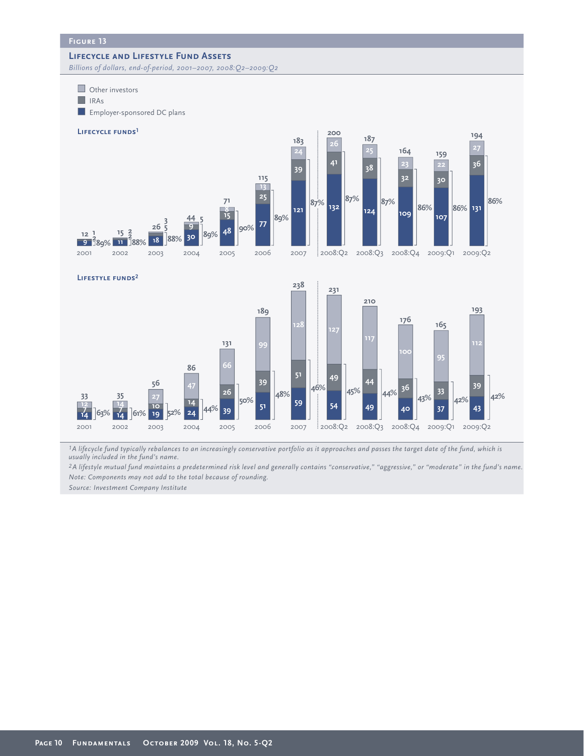## Figure 13

### Lifecycle and Lifestyle Fund Assets

*Billions of dollars, end-of-period, 2001–2007, 2008:Q2–2009:Q2*

**Lifecycle funds[1]**

| | 2001 | 2002 | 2003 | 2004 | 2005 | 2006 | 2007 | 2008:Q2 | 2008:Q3 | 2008:Q4 | 2009:Q1 | 2009:Q2 |
|---|---|---|---|---|---|---|---|---|---|---|---|---|
| Total | 12 | 15 | 26 | 44 | 71 | 115 | 183 | 200 | 187 | 164 | 159 | 194 |
| Other investors | 1 | 2 | 3 | 5 | 8 | 13 | 24 | 26 | 25 | 23 | 22 | 27 |
| IRAs | 2 | 2 | 5 | 9 | 15 | 25 | 39 | 41 | 38 | 32 | 30 | 36 |
| Employer-sponsored DC plans | 9 | 11 | 18 | 30 | 48 | 77 | 121 | 132 | 124 | 109 | 107 | 131 |
| Percentage (IRAs and DC plans) | 89% | 88% | 88% | 89% | 90% | 89% | 87% | 87% | 87% | 86% | 86% | 86% |

**Lifestyle funds[2]**

| | 2001 | 2002 | 2003 | 2004 | 2005 | 2006 | 2007 | 2008:Q2 | 2008:Q3 | 2008:Q4 | 2009:Q1 | 2009:Q2 |
|---|---|---|---|---|---|---|---|---|---|---|---|---|
| Total | 33 | 35 | 56 | 86 | 131 | 189 | 238 | 231 | 210 | 176 | 165 | 193 |
| Other investors | 12 | 14 | 27 | 47 | 66 | 99 | 128 | 127 | 117 | 100 | 95 | 112 |
| IRAs | 7 | 7 | 10 | 14 | 26 | 39 | 51 | 49 | 44 | 36 | 33 | 39 |
| Employer-sponsored DC plans | 14 | 14 | 19 | 24 | 39 | 51 | 59 | 54 | 49 | 40 | 37 | 43 |
| Percentage (IRAs and DC plans) | 63% | 61% | 52% | 44% | 50% | 48% | 46% | 45% | 44% | 43% | 42% | 42% |

[1] A lifecycle fund typically rebalances to an increasingly conservative portfolio as it approaches and passes the target date of the fund, which is usually included in the fund's name.

[2] A lifestyle mutual fund maintains a predetermined risk level and generally contains "conservative," "aggressive," or "moderate" in the fund's name.

*Note: Components may not add to the total because of rounding.*

*Source: Investment Company Institute*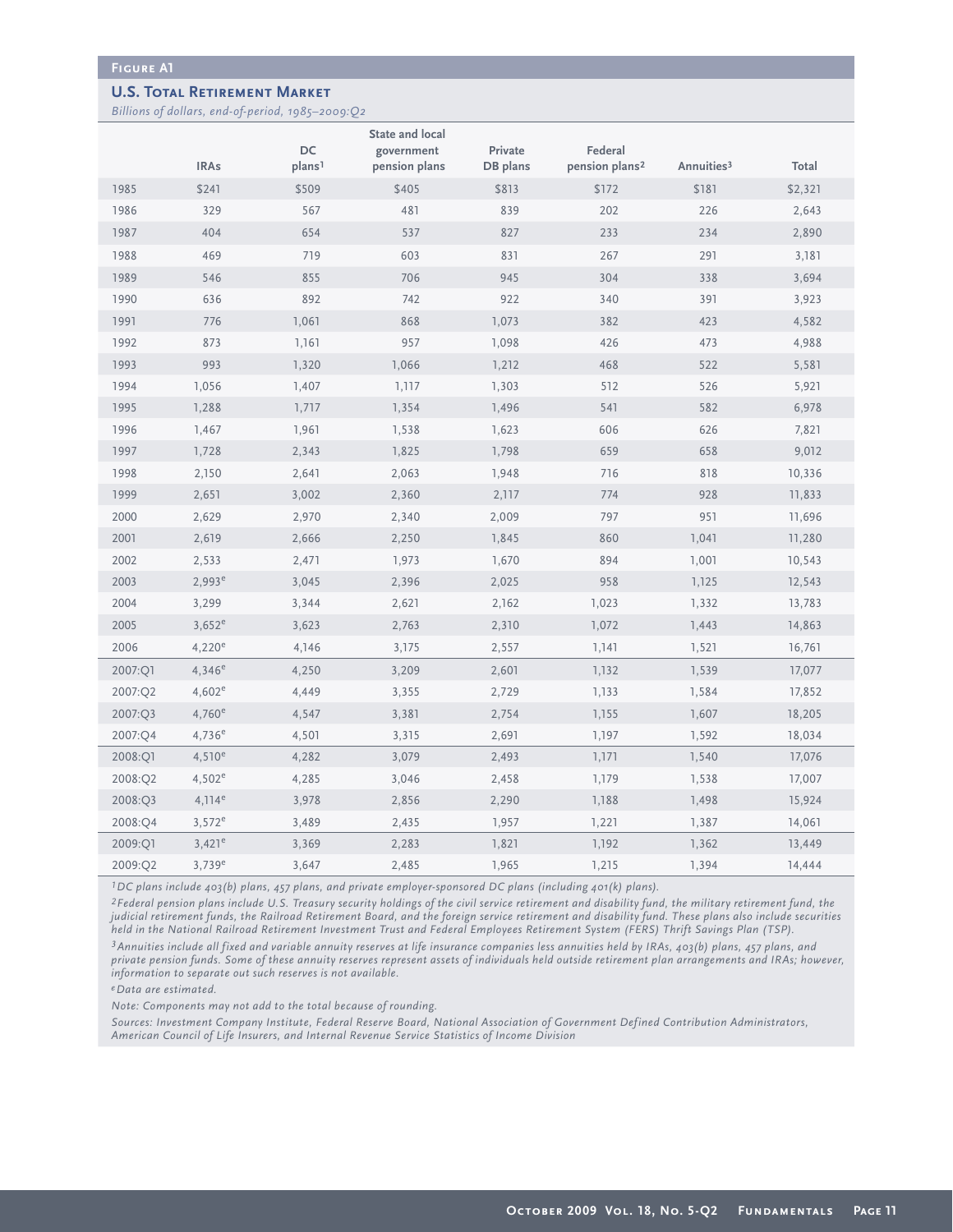**Figure A1**

## U.S. Total Retirement Market

*Billions of dollars, end-of-period, 1985–2009:Q2*

| | IRAs | DC plans[1] | State and local government pension plans | Private DB plans | Federal pension plans[2] | Annuities[3] | Total |
|---|---|---|---|---|---|---|---|
| 1985 | $241 | $509 | $405 | $813 | $172 | $181 | $2,321 |
| 1986 | 329 | 567 | 481 | 839 | 202 | 226 | 2,643 |
| 1987 | 404 | 654 | 537 | 827 | 233 | 234 | 2,890 |
| 1988 | 469 | 719 | 603 | 831 | 267 | 291 | 3,181 |
| 1989 | 546 | 855 | 706 | 945 | 304 | 338 | 3,694 |
| 1990 | 636 | 892 | 742 | 922 | 340 | 391 | 3,923 |
| 1991 | 776 | 1,061 | 868 | 1,073 | 382 | 423 | 4,582 |
| 1992 | 873 | 1,161 | 957 | 1,098 | 426 | 473 | 4,988 |
| 1993 | 993 | 1,320 | 1,066 | 1,212 | 468 | 522 | 5,581 |
| 1994 | 1,056 | 1,407 | 1,117 | 1,303 | 512 | 526 | 5,921 |
| 1995 | 1,288 | 1,717 | 1,354 | 1,496 | 541 | 582 | 6,978 |
| 1996 | 1,467 | 1,961 | 1,538 | 1,623 | 606 | 626 | 7,821 |
| 1997 | 1,728 | 2,343 | 1,825 | 1,798 | 659 | 658 | 9,012 |
| 1998 | 2,150 | 2,641 | 2,063 | 1,948 | 716 | 818 | 10,336 |
| 1999 | 2,651 | 3,002 | 2,360 | 2,117 | 774 | 928 | 11,833 |
| 2000 | 2,629 | 2,970 | 2,340 | 2,009 | 797 | 951 | 11,696 |
| 2001 | 2,619 | 2,666 | 2,250 | 1,845 | 860 | 1,041 | 11,280 |
| 2002 | 2,533 | 2,471 | 1,973 | 1,670 | 894 | 1,001 | 10,543 |
| 2003 | 2,993[e] | 3,045 | 2,396 | 2,025 | 958 | 1,125 | 12,543 |
| 2004 | 3,299 | 3,344 | 2,621 | 2,162 | 1,023 | 1,332 | 13,783 |
| 2005 | 3,652[e] | 3,623 | 2,763 | 2,310 | 1,072 | 1,443 | 14,863 |
| 2006 | 4,220[e] | 4,146 | 3,175 | 2,557 | 1,141 | 1,521 | 16,761 |
| 2007:Q1 | 4,346[e] | 4,250 | 3,209 | 2,601 | 1,132 | 1,539 | 17,077 |
| 2007:Q2 | 4,602[e] | 4,449 | 3,355 | 2,729 | 1,133 | 1,584 | 17,852 |
| 2007:Q3 | 4,760[e] | 4,547 | 3,381 | 2,754 | 1,155 | 1,607 | 18,205 |
| 2007:Q4 | 4,736[e] | 4,501 | 3,315 | 2,691 | 1,197 | 1,592 | 18,034 |
| 2008:Q1 | 4,510[e] | 4,282 | 3,079 | 2,493 | 1,171 | 1,540 | 17,076 |
| 2008:Q2 | 4,502[e] | 4,285 | 3,046 | 2,458 | 1,179 | 1,538 | 17,007 |
| 2008:Q3 | 4,114[e] | 3,978 | 2,856 | 2,290 | 1,188 | 1,498 | 15,924 |
| 2008:Q4 | 3,572[e] | 3,489 | 2,435 | 1,957 | 1,221 | 1,387 | 14,061 |
| 2009:Q1 | 3,421[e] | 3,369 | 2,283 | 1,821 | 1,192 | 1,362 | 13,449 |
| 2009:Q2 | 3,739[e] | 3,647 | 2,485 | 1,965 | 1,215 | 1,394 | 14,444 |

[1] *DC plans include 403(b) plans, 457 plans, and private employer-sponsored DC plans (including 401(k) plans).*

[2] *Federal pension plans include U.S. Treasury security holdings of the civil service retirement and disability fund, the military retirement fund, the judicial retirement funds, the Railroad Retirement Board, and the foreign service retirement and disability fund. These plans also include securities held in the National Railroad Retirement Investment Trust and Federal Employees Retirement System (FERS) Thrift Savings Plan (TSP).*

[3] *Annuities include all fixed and variable annuity reserves at life insurance companies less annuities held by IRAs, 403(b) plans, 457 plans, and private pension funds. Some of these annuity reserves represent assets of individuals held outside retirement plan arrangements and IRAs; however, information to separate out such reserves is not available.*

[e] *Data are estimated.*

*Note: Components may not add to the total because of rounding.*

*Sources: Investment Company Institute, Federal Reserve Board, National Association of Government Defined Contribution Administrators, American Council of Life Insurers, and Internal Revenue Service Statistics of Income Division*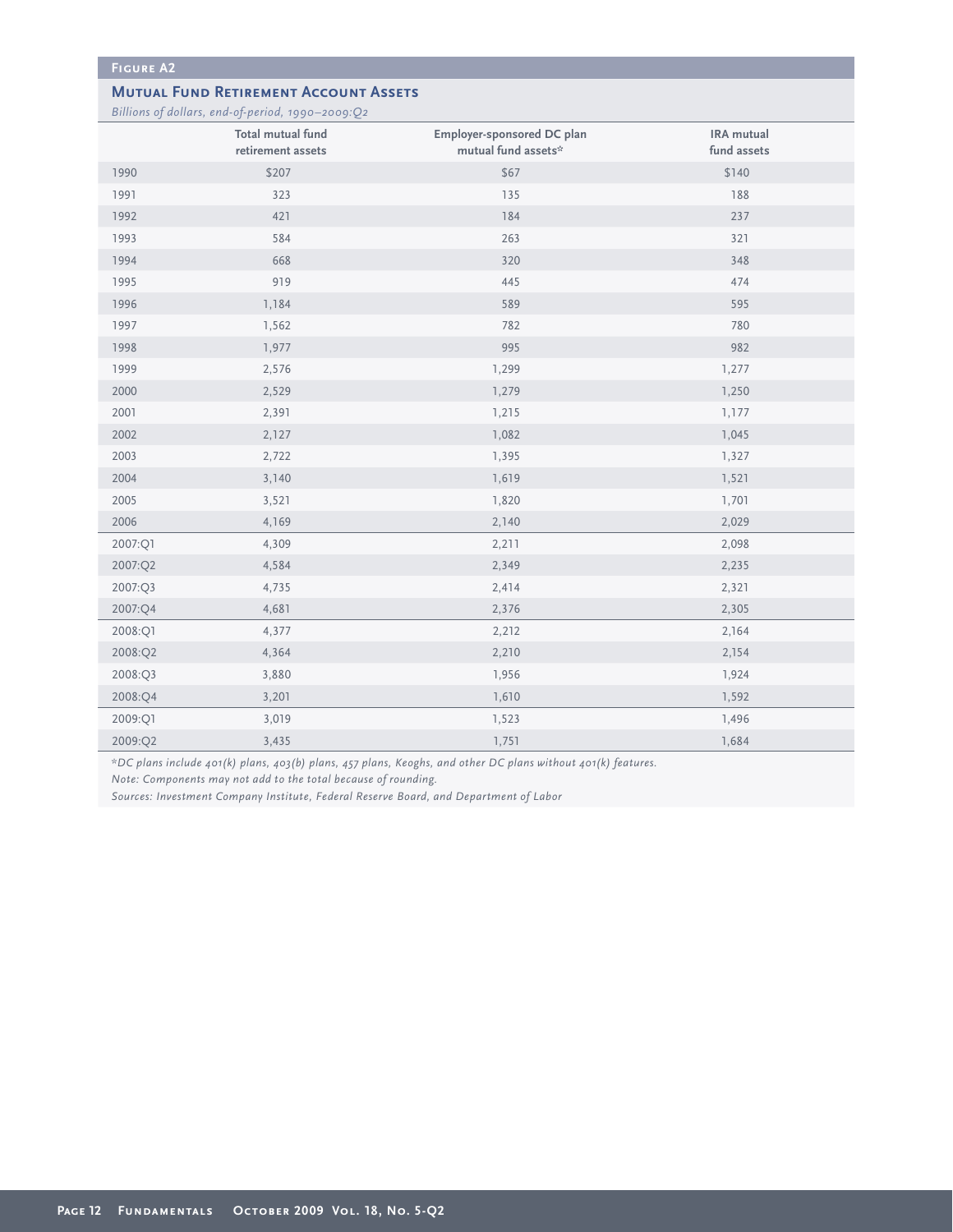**Figure A2**

## Mutual Fund Retirement Account Assets

*Billions of dollars, end-of-period, 1990–2009:Q2*

| | Total mutual fund retirement assets | Employer-sponsored DC plan mutual fund assets* | IRA mutual fund assets |
|---|---|---|---|
| 1990 | $207 | $67 | $140 |
| 1991 | 323 | 135 | 188 |
| 1992 | 421 | 184 | 237 |
| 1993 | 584 | 263 | 321 |
| 1994 | 668 | 320 | 348 |
| 1995 | 919 | 445 | 474 |
| 1996 | 1,184 | 589 | 595 |
| 1997 | 1,562 | 782 | 780 |
| 1998 | 1,977 | 995 | 982 |
| 1999 | 2,576 | 1,299 | 1,277 |
| 2000 | 2,529 | 1,279 | 1,250 |
| 2001 | 2,391 | 1,215 | 1,177 |
| 2002 | 2,127 | 1,082 | 1,045 |
| 2003 | 2,722 | 1,395 | 1,327 |
| 2004 | 3,140 | 1,619 | 1,521 |
| 2005 | 3,521 | 1,820 | 1,701 |
| 2006 | 4,169 | 2,140 | 2,029 |
| 2007:Q1 | 4,309 | 2,211 | 2,098 |
| 2007:Q2 | 4,584 | 2,349 | 2,235 |
| 2007:Q3 | 4,735 | 2,414 | 2,321 |
| 2007:Q4 | 4,681 | 2,376 | 2,305 |
| 2008:Q1 | 4,377 | 2,212 | 2,164 |
| 2008:Q2 | 4,364 | 2,210 | 2,154 |
| 2008:Q3 | 3,880 | 1,956 | 1,924 |
| 2008:Q4 | 3,201 | 1,610 | 1,592 |
| 2009:Q1 | 3,019 | 1,523 | 1,496 |
| 2009:Q2 | 3,435 | 1,751 | 1,684 |

*\*DC plans include 401(k) plans, 403(b) plans, 457 plans, Keoghs, and other DC plans without 401(k) features.*

*Note: Components may not add to the total because of rounding.*

*Sources: Investment Company Institute, Federal Reserve Board, and Department of Labor*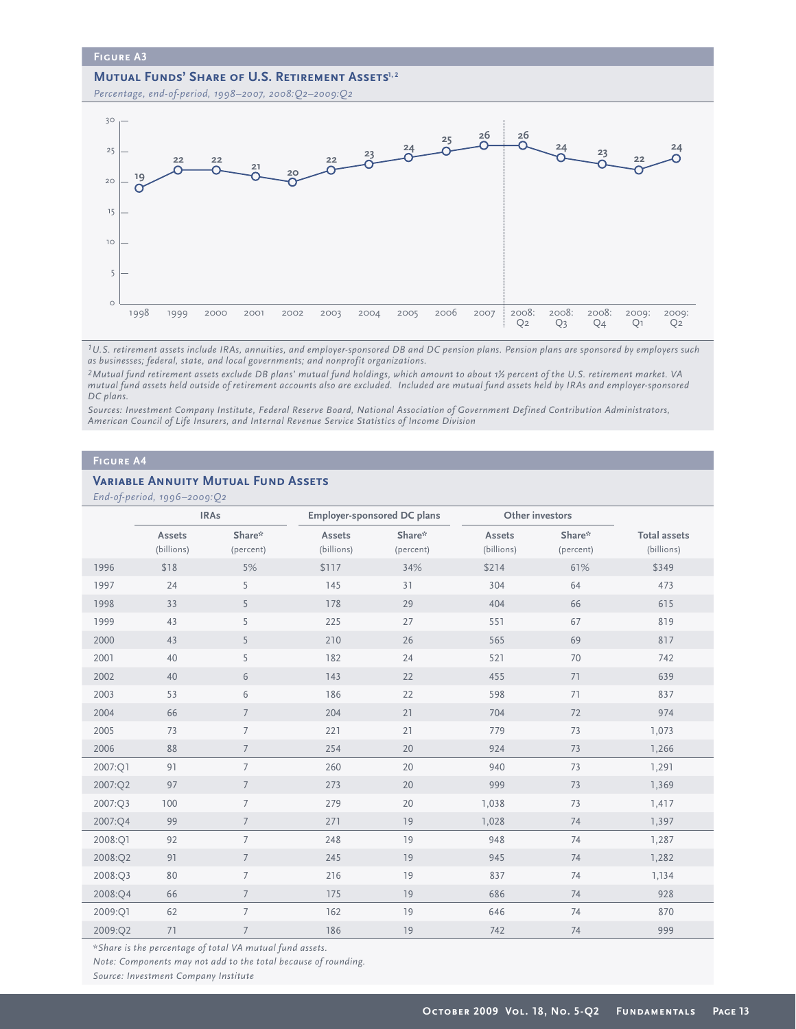## Figure A3

### Mutual Funds' Share of U.S. Retirement Assets[1, 2]

*Percentage, end-of-period, 1998–2007, 2008:Q2–2009:Q2*

| 1998 | 1999 | 2000 | 2001 | 2002 | 2003 | 2004 | 2005 | 2006 | 2007 | 2008:Q2 | 2008:Q3 | 2008:Q4 | 2009:Q1 | 2009:Q2 |
|---|---|---|---|---|---|---|---|---|---|---|---|---|---|---|
| 19 | 22 | 22 | 21 | 20 | 22 | 23 | 24 | 25 | 26 | 26 | 24 | 23 | 22 | 24 |

*[1] U.S. retirement assets include IRAs, annuities, and employer-sponsored DB and DC pension plans. Pension plans are sponsored by employers such as businesses; federal, state, and local governments; and nonprofit organizations.*

*[2] Mutual fund retirement assets exclude DB plans' mutual fund holdings, which amount to about 1½ percent of the U.S. retirement market. VA mutual fund assets held outside of retirement accounts also are excluded. Included are mutual fund assets held by IRAs and employer-sponsored DC plans.*

*Sources: Investment Company Institute, Federal Reserve Board, National Association of Government Defined Contribution Administrators, American Council of Life Insurers, and Internal Revenue Service Statistics of Income Division*

## Figure A4

### Variable Annuity Mutual Fund Assets

*End-of-period, 1996–2009:Q2*

| | IRAs | | Employer-sponsored DC plans | | Other investors | | |
|---|---|---|---|---|---|---|---|
| | Assets (billions) | Share* (percent) | Assets (billions) | Share* (percent) | Assets (billions) | Share* (percent) | Total assets (billions) |
| 1996 | $18 | 5% | $117 | 34% | $214 | 61% | $349 |
| 1997 | 24 | 5 | 145 | 31 | 304 | 64 | 473 |
| 1998 | 33 | 5 | 178 | 29 | 404 | 66 | 615 |
| 1999 | 43 | 5 | 225 | 27 | 551 | 67 | 819 |
| 2000 | 43 | 5 | 210 | 26 | 565 | 69 | 817 |
| 2001 | 40 | 5 | 182 | 24 | 521 | 70 | 742 |
| 2002 | 40 | 6 | 143 | 22 | 455 | 71 | 639 |
| 2003 | 53 | 6 | 186 | 22 | 598 | 71 | 837 |
| 2004 | 66 | 7 | 204 | 21 | 704 | 72 | 974 |
| 2005 | 73 | 7 | 221 | 21 | 779 | 73 | 1,073 |
| 2006 | 88 | 7 | 254 | 20 | 924 | 73 | 1,266 |
| 2007:Q1 | 91 | 7 | 260 | 20 | 940 | 73 | 1,291 |
| 2007:Q2 | 97 | 7 | 273 | 20 | 999 | 73 | 1,369 |
| 2007:Q3 | 100 | 7 | 279 | 20 | 1,038 | 73 | 1,417 |
| 2007:Q4 | 99 | 7 | 271 | 19 | 1,028 | 74 | 1,397 |
| 2008:Q1 | 92 | 7 | 248 | 19 | 948 | 74 | 1,287 |
| 2008:Q2 | 91 | 7 | 245 | 19 | 945 | 74 | 1,282 |
| 2008:Q3 | 80 | 7 | 216 | 19 | 837 | 74 | 1,134 |
| 2008:Q4 | 66 | 7 | 175 | 19 | 686 | 74 | 928 |
| 2009:Q1 | 62 | 7 | 162 | 19 | 646 | 74 | 870 |
| 2009:Q2 | 71 | 7 | 186 | 19 | 742 | 74 | 999 |

*\*Share is the percentage of total VA mutual fund assets.*

*Note: Components may not add to the total because of rounding.*

*Source: Investment Company Institute*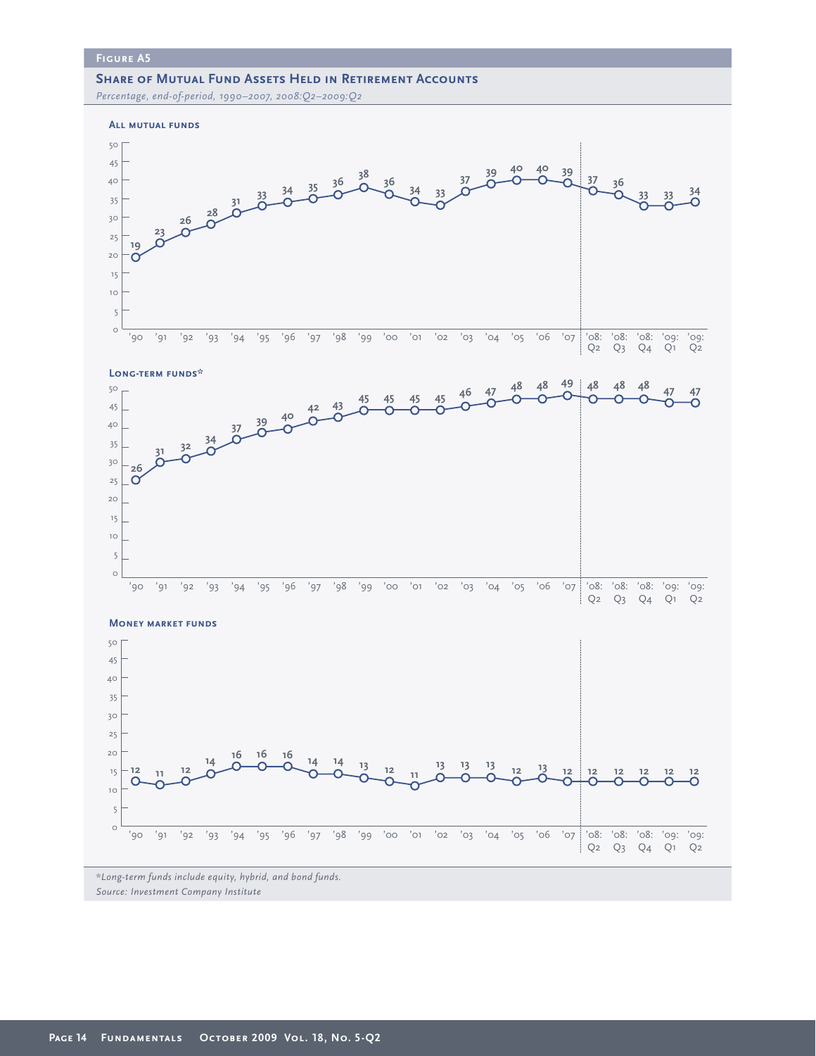## Figure A5

### Share of Mutual Fund Assets Held in Retirement Accounts

*Percentage, end-of-period, 1990–2007, 2008:Q2–2009:Q2*

#### All mutual funds

| '90 | '91 | '92 | '93 | '94 | '95 | '96 | '97 | '98 | '99 | '00 | '01 | '02 | '03 | '04 | '05 | '06 | '07 | '08: Q2 | '08: Q3 | '08: Q4 | '09: Q1 | '09: Q2 |
|---|---|---|---|---|---|---|---|---|---|---|---|---|---|---|---|---|---|---|---|---|---|---|
| 19 | 23 | 26 | 28 | 31 | 33 | 34 | 35 | 36 | 38 | 36 | 34 | 33 | 37 | 39 | 40 | 40 | 39 | 37 | 36 | 33 | 33 | 34 |

#### Long-term funds*

| '90 | '91 | '92 | '93 | '94 | '95 | '96 | '97 | '98 | '99 | '00 | '01 | '02 | '03 | '04 | '05 | '06 | '07 | '08: Q2 | '08: Q3 | '08: Q4 | '09: Q1 | '09: Q2 |
|---|---|---|---|---|---|---|---|---|---|---|---|---|---|---|---|---|---|---|---|---|---|---|
| 26 | 31 | 32 | 34 | 37 | 39 | 40 | 42 | 43 | 45 | 45 | 45 | 45 | 46 | 47 | 48 | 48 | 49 | 48 | 48 | 48 | 47 | 47 |

#### Money market funds

| '90 | '91 | '92 | '93 | '94 | '95 | '96 | '97 | '98 | '99 | '00 | '01 | '02 | '03 | '04 | '05 | '06 | '07 | '08: Q2 | '08: Q3 | '08: Q4 | '09: Q1 | '09: Q2 |
|---|---|---|---|---|---|---|---|---|---|---|---|---|---|---|---|---|---|---|---|---|---|---|
| 12 | 11 | 12 | 14 | 16 | 16 | 16 | 14 | 14 | 13 | 12 | 11 | 13 | 13 | 13 | 12 | 13 | 12 | 12 | 12 | 12 | 12 | 12 |

*Long-term funds include equity, hybrid, and bond funds.

*Source: Investment Company Institute*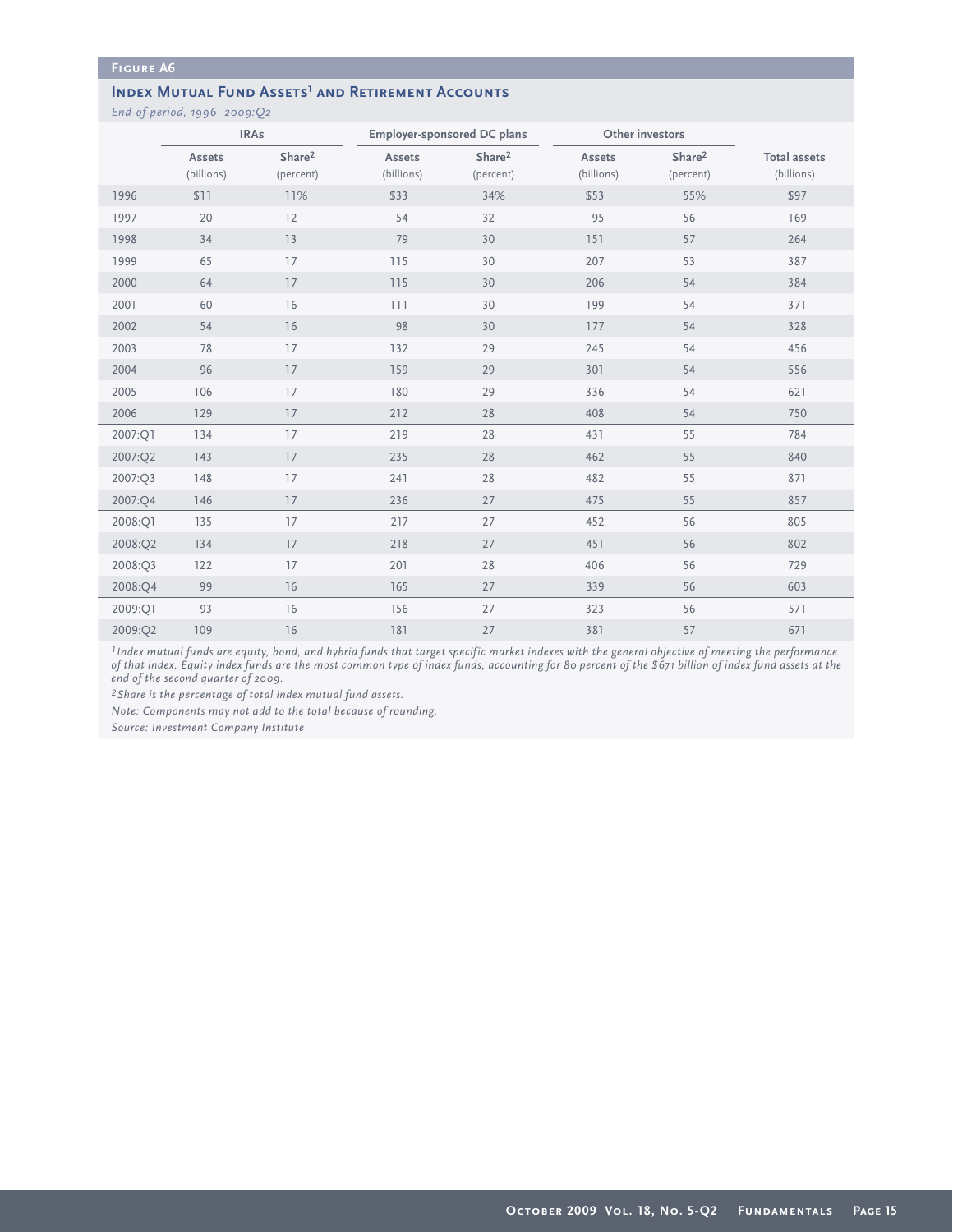## Figure A6

### Index Mutual Fund Assets[1] and Retirement Accounts

*End-of-period, 1996–2009:Q2*

| | IRAs | | Employer-sponsored DC plans | | Other investors | | |
|---|---|---|---|---|---|---|---|
| | Assets (billions) | Share[2] (percent) | Assets (billions) | Share[2] (percent) | Assets (billions) | Share[2] (percent) | Total assets (billions) |
| 1996 | $11 | 11% | $33 | 34% | $53 | 55% | $97 |
| 1997 | 20 | 12 | 54 | 32 | 95 | 56 | 169 |
| 1998 | 34 | 13 | 79 | 30 | 151 | 57 | 264 |
| 1999 | 65 | 17 | 115 | 30 | 207 | 53 | 387 |
| 2000 | 64 | 17 | 115 | 30 | 206 | 54 | 384 |
| 2001 | 60 | 16 | 111 | 30 | 199 | 54 | 371 |
| 2002 | 54 | 16 | 98 | 30 | 177 | 54 | 328 |
| 2003 | 78 | 17 | 132 | 29 | 245 | 54 | 456 |
| 2004 | 96 | 17 | 159 | 29 | 301 | 54 | 556 |
| 2005 | 106 | 17 | 180 | 29 | 336 | 54 | 621 |
| 2006 | 129 | 17 | 212 | 28 | 408 | 54 | 750 |
| 2007:Q1 | 134 | 17 | 219 | 28 | 431 | 55 | 784 |
| 2007:Q2 | 143 | 17 | 235 | 28 | 462 | 55 | 840 |
| 2007:Q3 | 148 | 17 | 241 | 28 | 482 | 55 | 871 |
| 2007:Q4 | 146 | 17 | 236 | 27 | 475 | 55 | 857 |
| 2008:Q1 | 135 | 17 | 217 | 27 | 452 | 56 | 805 |
| 2008:Q2 | 134 | 17 | 218 | 27 | 451 | 56 | 802 |
| 2008:Q3 | 122 | 17 | 201 | 28 | 406 | 56 | 729 |
| 2008:Q4 | 99 | 16 | 165 | 27 | 339 | 56 | 603 |
| 2009:Q1 | 93 | 16 | 156 | 27 | 323 | 56 | 571 |
| 2009:Q2 | 109 | 16 | 181 | 27 | 381 | 57 | 671 |

*[1] Index mutual funds are equity, bond, and hybrid funds that target specific market indexes with the general objective of meeting the performance of that index. Equity index funds are the most common type of index funds, accounting for 80 percent of the $671 billion of index fund assets at the end of the second quarter of 2009.*

*[2] Share is the percentage of total index mutual fund assets.*

*Note: Components may not add to the total because of rounding.*

*Source: Investment Company Institute*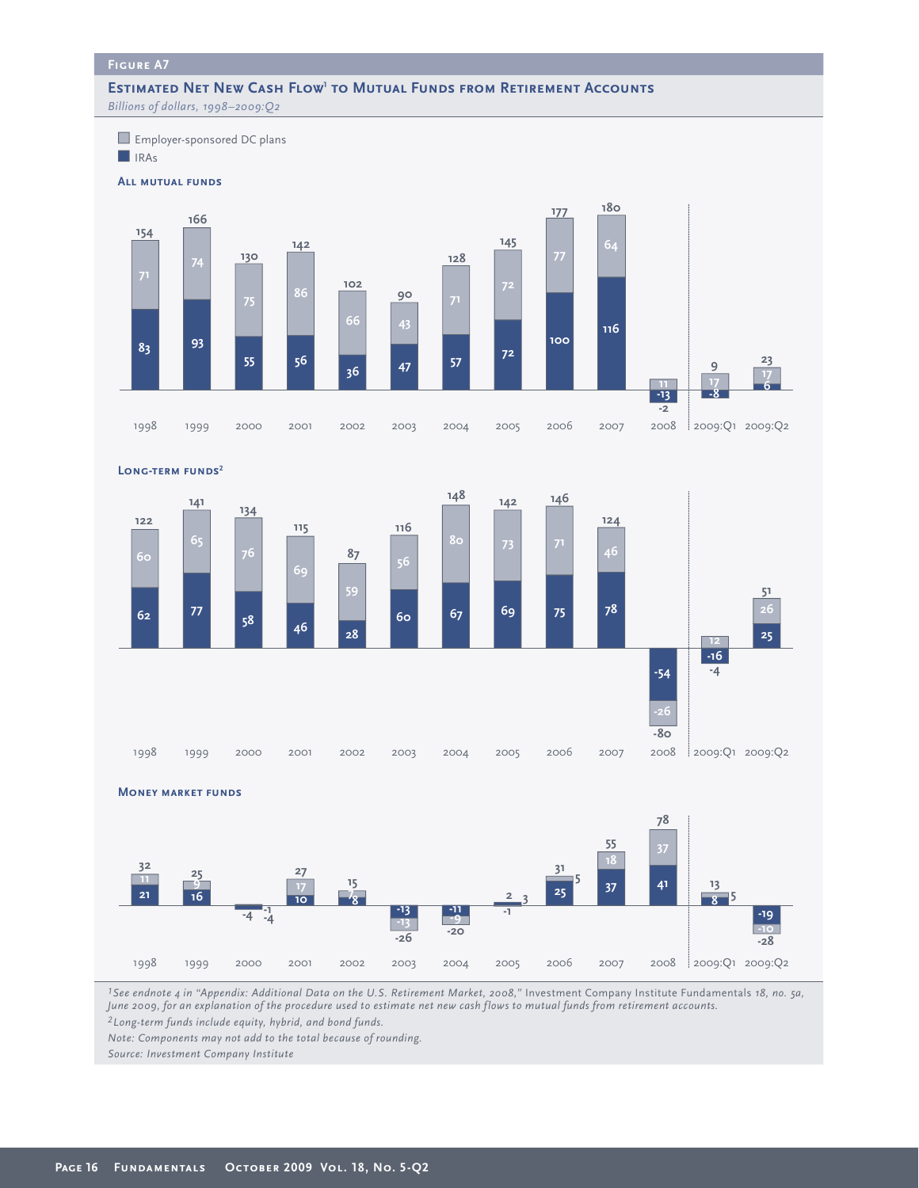## Figure A7

### Estimated Net New Cash Flow[1] to Mutual Funds from Retirement Accounts

*Billions of dollars, 1998–2009:Q2*

**All mutual funds**

| | 1998 | 1999 | 2000 | 2001 | 2002 | 2003 | 2004 | 2005 | 2006 | 2007 | 2008 | 2009:Q1 | 2009:Q2 |
|---|---|---|---|---|---|---|---|---|---|---|---|---|---|
| Employer-sponsored DC plans | 71 | 74 | 75 | 86 | 66 | 43 | 71 | 72 | 77 | 64 | 11 | 17 | 17 |
| IRAs | 83 | 93 | 55 | 56 | 36 | 47 | 57 | 72 | 100 | 116 | -13 | -8 | 6 |
| Total | 154 | 166 | 130 | 142 | 102 | 90 | 128 | 145 | 177 | 180 | -2 | 9 | 23 |

**Long-term funds[2]**

| | 1998 | 1999 | 2000 | 2001 | 2002 | 2003 | 2004 | 2005 | 2006 | 2007 | 2008 | 2009:Q1 | 2009:Q2 |
|---|---|---|---|---|---|---|---|---|---|---|---|---|---|
| Employer-sponsored DC plans | 60 | 65 | 76 | 69 | 59 | 56 | 80 | 73 | 71 | 46 | -26 | 12 | 26 |
| IRAs | 62 | 77 | 58 | 46 | 28 | 60 | 67 | 69 | 75 | 78 | -54 | -16 | 25 |
| Total | 122 | 141 | 134 | 115 | 87 | 116 | 148 | 142 | 146 | 124 | -80 | -4 | 51 |

**Money market funds**

| | 1998 | 1999 | 2000 | 2001 | 2002 | 2003 | 2004 | 2005 | 2006 | 2007 | 2008 | 2009:Q1 | 2009:Q2 |
|---|---|---|---|---|---|---|---|---|---|---|---|---|---|
| Employer-sponsored DC plans | 11 | 9 | -1 | 17 | 7 | -13 | -9 | -1 | 5 | 18 | 37 | 5 | -10 |
| IRAs | 21 | 16 | -4 | 10 | 8 | -13 | -11 | 3 | 25 | 37 | 41 | 8 | -19 |
| Total | 32 | 25 | -4 | 27 | 15 | -26 | -20 | 2 | 31 | 55 | 78 | 13 | -28 |

[1] *See endnote 4 in "Appendix: Additional Data on the U.S. Retirement Market, 2008," Investment Company Institute Fundamentals 18, no. 5a, June 2009, for an explanation of the procedure used to estimate net new cash flows to mutual funds from retirement accounts.*

[2] *Long-term funds include equity, hybrid, and bond funds.*

*Note: Components may not add to the total because of rounding.*

*Source: Investment Company Institute*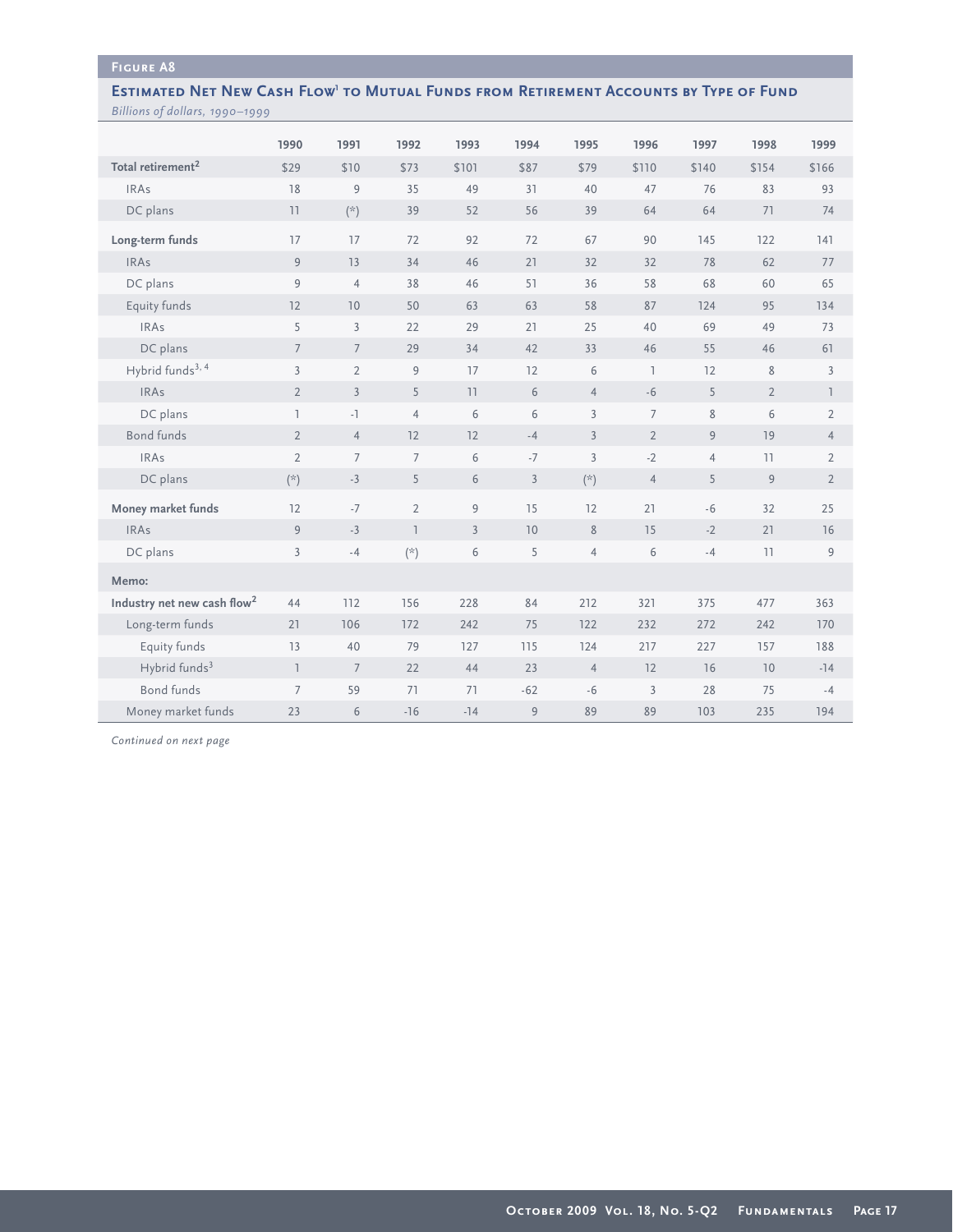**Figure A8**

## Estimated Net New Cash Flow[1] to Mutual Funds from Retirement Accounts by Type of Fund

*Billions of dollars, 1990–1999*

| | 1990 | 1991 | 1992 | 1993 | 1994 | 1995 | 1996 | 1997 | 1998 | 1999 |
|---|---|---|---|---|---|---|---|---|---|---|
| **Total retirement[2]** | $29 | $10 | $73 | $101 | $87 | $79 | $110 | $140 | $154 | $166 |
| IRAs | 18 | 9 | 35 | 49 | 31 | 40 | 47 | 76 | 83 | 93 |
| DC plans | 11 | (*) | 39 | 52 | 56 | 39 | 64 | 64 | 71 | 74 |
| **Long-term funds** | 17 | 17 | 72 | 92 | 72 | 67 | 90 | 145 | 122 | 141 |
| IRAs | 9 | 13 | 34 | 46 | 21 | 32 | 32 | 78 | 62 | 77 |
| DC plans | 9 | 4 | 38 | 46 | 51 | 36 | 58 | 68 | 60 | 65 |
| Equity funds | 12 | 10 | 50 | 63 | 63 | 58 | 87 | 124 | 95 | 134 |
| IRAs | 5 | 3 | 22 | 29 | 21 | 25 | 40 | 69 | 49 | 73 |
| DC plans | 7 | 7 | 29 | 34 | 42 | 33 | 46 | 55 | 46 | 61 |
| Hybrid funds[3, 4] | 3 | 2 | 9 | 17 | 12 | 6 | 1 | 12 | 8 | 3 |
| IRAs | 2 | 3 | 5 | 11 | 6 | 4 | -6 | 5 | 2 | 1 |
| DC plans | 1 | -1 | 4 | 6 | 6 | 3 | 7 | 8 | 6 | 2 |
| Bond funds | 2 | 4 | 12 | 12 | -4 | 3 | 2 | 9 | 19 | 4 |
| IRAs | 2 | 7 | 7 | 6 | -7 | 3 | -2 | 4 | 11 | 2 |
| DC plans | (*) | -3 | 5 | 6 | 3 | (*) | 4 | 5 | 9 | 2 |
| **Money market funds** | 12 | -7 | 2 | 9 | 15 | 12 | 21 | -6 | 32 | 25 |
| IRAs | 9 | -3 | 1 | 3 | 10 | 8 | 15 | -2 | 21 | 16 |
| DC plans | 3 | -4 | (*) | 6 | 5 | 4 | 6 | -4 | 11 | 9 |
| **Memo:** | | | | | | | | | | |
| **Industry net new cash flow[2]** | 44 | 112 | 156 | 228 | 84 | 212 | 321 | 375 | 477 | 363 |
| Long-term funds | 21 | 106 | 172 | 242 | 75 | 122 | 232 | 272 | 242 | 170 |
| Equity funds | 13 | 40 | 79 | 127 | 115 | 124 | 217 | 227 | 157 | 188 |
| Hybrid funds[3] | 1 | 7 | 22 | 44 | 23 | 4 | 12 | 16 | 10 | -14 |
| Bond funds | 7 | 59 | 71 | 71 | -62 | -6 | 3 | 28 | 75 | -4 |
| Money market funds | 23 | 6 | -16 | -14 | 9 | 89 | 89 | 103 | 235 | 194 |

*Continued on next page*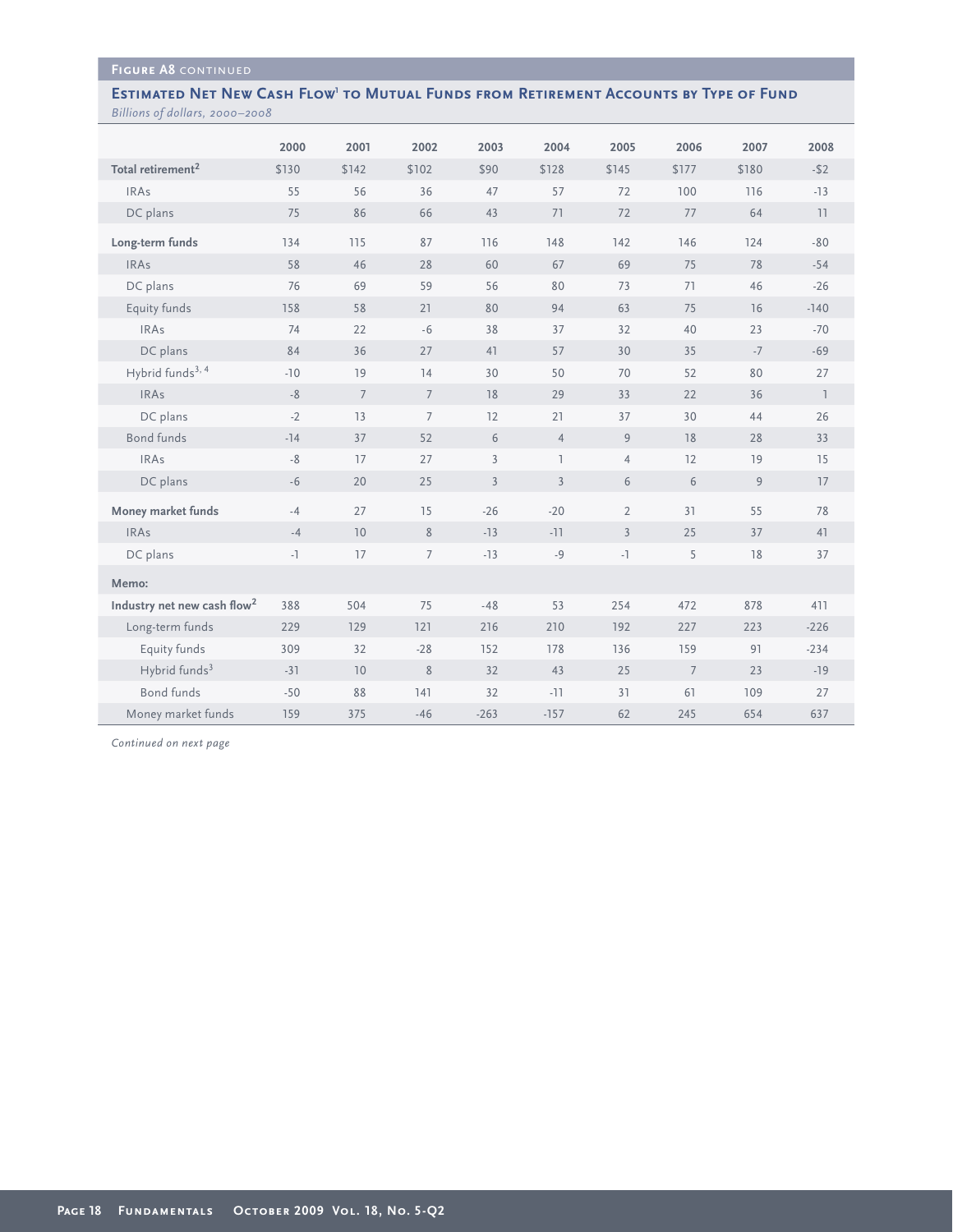**Figure A8** continued

## Estimated Net New Cash Flow[1] to Mutual Funds from Retirement Accounts by Type of Fund

*Billions of dollars, 2000–2008*

| | 2000 | 2001 | 2002 | 2003 | 2004 | 2005 | 2006 | 2007 | 2008 |
|---|---|---|---|---|---|---|---|---|---|
| **Total retirement[2]** | $130 | $142 | $102 | $90 | $128 | $145 | $177 | $180 | -$2 |
| IRAs | 55 | 56 | 36 | 47 | 57 | 72 | 100 | 116 | -13 |
| DC plans | 75 | 86 | 66 | 43 | 71 | 72 | 77 | 64 | 11 |
| **Long-term funds** | 134 | 115 | 87 | 116 | 148 | 142 | 146 | 124 | -80 |
| IRAs | 58 | 46 | 28 | 60 | 67 | 69 | 75 | 78 | -54 |
| DC plans | 76 | 69 | 59 | 56 | 80 | 73 | 71 | 46 | -26 |
| Equity funds | 158 | 58 | 21 | 80 | 94 | 63 | 75 | 16 | -140 |
| IRAs | 74 | 22 | -6 | 38 | 37 | 32 | 40 | 23 | -70 |
| DC plans | 84 | 36 | 27 | 41 | 57 | 30 | 35 | -7 | -69 |
| Hybrid funds[3, 4] | -10 | 19 | 14 | 30 | 50 | 70 | 52 | 80 | 27 |
| IRAs | -8 | 7 | 7 | 18 | 29 | 33 | 22 | 36 | 1 |
| DC plans | -2 | 13 | 7 | 12 | 21 | 37 | 30 | 44 | 26 |
| Bond funds | -14 | 37 | 52 | 6 | 4 | 9 | 18 | 28 | 33 |
| IRAs | -8 | 17 | 27 | 3 | 1 | 4 | 12 | 19 | 15 |
| DC plans | -6 | 20 | 25 | 3 | 3 | 6 | 6 | 9 | 17 |
| **Money market funds** | -4 | 27 | 15 | -26 | -20 | 2 | 31 | 55 | 78 |
| IRAs | -4 | 10 | 8 | -13 | -11 | 3 | 25 | 37 | 41 |
| DC plans | -1 | 17 | 7 | -13 | -9 | -1 | 5 | 18 | 37 |
| **Memo:** | | | | | | | | | |
| **Industry net new cash flow[2]** | 388 | 504 | 75 | -48 | 53 | 254 | 472 | 878 | 411 |
| Long-term funds | 229 | 129 | 121 | 216 | 210 | 192 | 227 | 223 | -226 |
| Equity funds | 309 | 32 | -28 | 152 | 178 | 136 | 159 | 91 | -234 |
| Hybrid funds[3] | -31 | 10 | 8 | 32 | 43 | 25 | 7 | 23 | -19 |
| Bond funds | -50 | 88 | 141 | 32 | -11 | 31 | 61 | 109 | 27 |
| Money market funds | 159 | 375 | -46 | -263 | -157 | 62 | 245 | 654 | 637 |

*Continued on next page*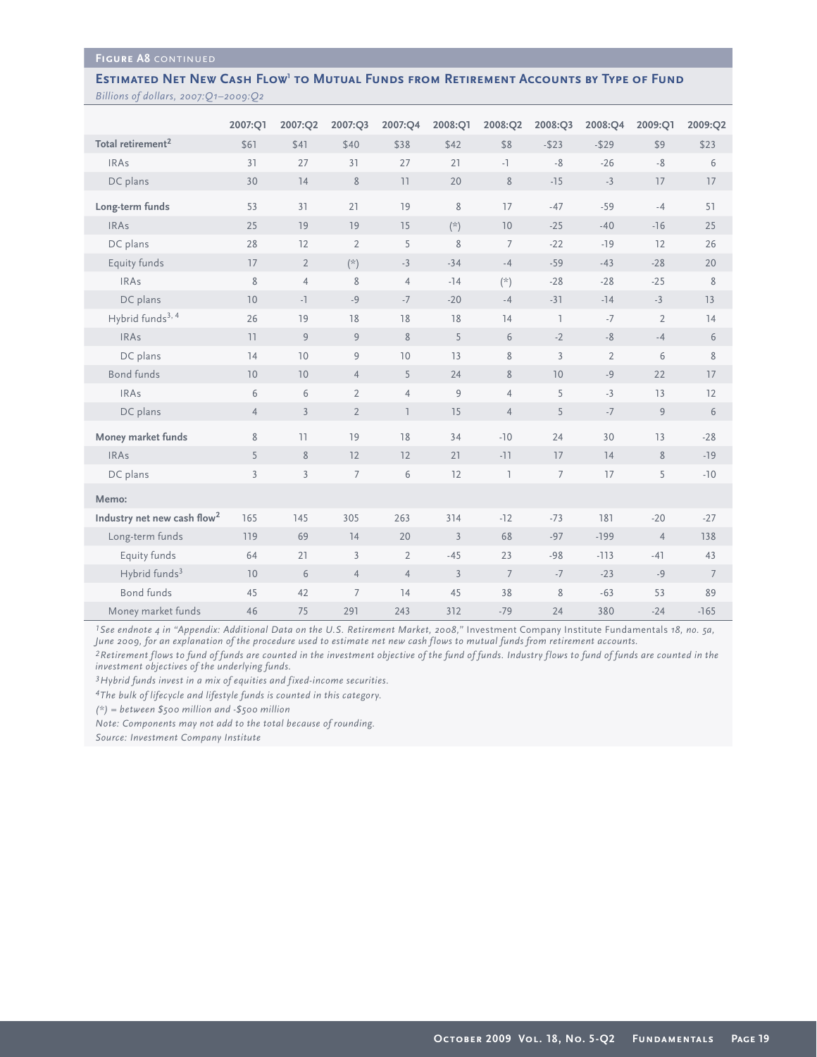**Figure A8** continued

### Estimated Net New Cash Flow[1] to Mutual Funds from Retirement Accounts by Type of Fund

*Billions of dollars, 2007:Q1–2009:Q2*

| | 2007:Q1 | 2007:Q2 | 2007:Q3 | 2007:Q4 | 2008:Q1 | 2008:Q2 | 2008:Q3 | 2008:Q4 | 2009:Q1 | 2009:Q2 |
|---|---|---|---|---|---|---|---|---|---|---|
| **Total retirement[2]** | $61 | $41 | $40 | $38 | $42 | $8 | -$23 | -$29 | $9 | $23 |
| IRAs | 31 | 27 | 31 | 27 | 21 | -1 | -8 | -26 | -8 | 6 |
| DC plans | 30 | 14 | 8 | 11 | 20 | 8 | -15 | -3 | 17 | 17 |
| **Long-term funds** | 53 | 31 | 21 | 19 | 8 | 17 | -47 | -59 | -4 | 51 |
| IRAs | 25 | 19 | 19 | 15 | (*) | 10 | -25 | -40 | -16 | 25 |
| DC plans | 28 | 12 | 2 | 5 | 8 | 7 | -22 | -19 | 12 | 26 |
| Equity funds | 17 | 2 | (*) | -3 | -34 | -4 | -59 | -43 | -28 | 20 |
| IRAs | 8 | 4 | 8 | 4 | -14 | (*) | -28 | -28 | -25 | 8 |
| DC plans | 10 | -1 | -9 | -7 | -20 | -4 | -31 | -14 | -3 | 13 |
| Hybrid funds[3, 4] | 26 | 19 | 18 | 18 | 18 | 14 | 1 | -7 | 2 | 14 |
| IRAs | 11 | 9 | 9 | 8 | 5 | 6 | -2 | -8 | -4 | 6 |
| DC plans | 14 | 10 | 9 | 10 | 13 | 8 | 3 | 2 | 6 | 8 |
| Bond funds | 10 | 10 | 4 | 5 | 24 | 8 | 10 | -9 | 22 | 17 |
| IRAs | 6 | 6 | 2 | 4 | 9 | 4 | 5 | -3 | 13 | 12 |
| DC plans | 4 | 3 | 2 | 1 | 15 | 4 | 5 | -7 | 9 | 6 |
| **Money market funds** | 8 | 11 | 19 | 18 | 34 | -10 | 24 | 30 | 13 | -28 |
| IRAs | 5 | 8 | 12 | 12 | 21 | -11 | 17 | 14 | 8 | -19 |
| DC plans | 3 | 3 | 7 | 6 | 12 | 1 | 7 | 17 | 5 | -10 |
| **Memo:** | | | | | | | | | | |
| **Industry net new cash flow[2]** | 165 | 145 | 305 | 263 | 314 | -12 | -73 | 181 | -20 | -27 |
| Long-term funds | 119 | 69 | 14 | 20 | 3 | 68 | -97 | -199 | 4 | 138 |
| Equity funds | 64 | 21 | 3 | 2 | -45 | 23 | -98 | -113 | -41 | 43 |
| Hybrid funds[3] | 10 | 6 | 4 | 4 | 3 | 7 | -7 | -23 | -9 | 7 |
| Bond funds | 45 | 42 | 7 | 14 | 45 | 38 | 8 | -63 | 53 | 89 |
| Money market funds | 46 | 75 | 291 | 243 | 312 | -79 | 24 | 380 | -24 | -165 |

*[1]See endnote 4 in "Appendix: Additional Data on the U.S. Retirement Market, 2008,"* Investment Company Institute Fundamentals *18, no. 5a, June 2009, for an explanation of the procedure used to estimate net new cash flows to mutual funds from retirement accounts.*

*[2]Retirement flows to fund of funds are counted in the investment objective of the fund of funds. Industry flows to fund of funds are counted in the investment objectives of the underlying funds.*

*[3]Hybrid funds invest in a mix of equities and fixed-income securities.*

*[4]The bulk of lifecycle and lifestyle funds is counted in this category.*

*(*) = between $500 million and -$500 million*

*Note: Components may not add to the total because of rounding.*

*Source: Investment Company Institute*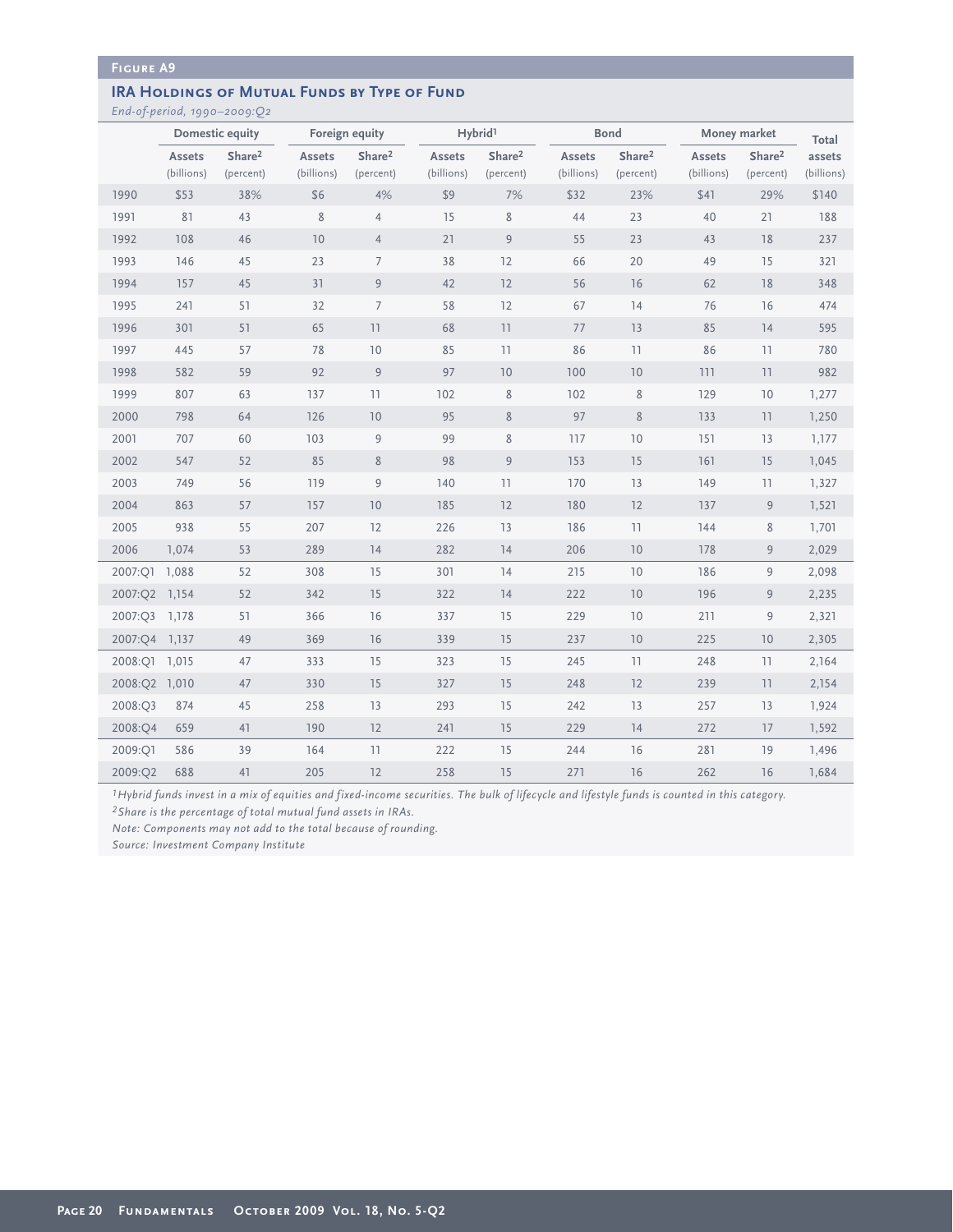**Figure A9**

## IRA Holdings of Mutual Funds by Type of Fund

*End-of-period, 1990–2009:Q2*

| | Domestic equity | | Foreign equity | | Hybrid[1] | | Bond | | Money market | | Total |
|---|---|---|---|---|---|---|---|---|---|---|---|
| | Assets (billions) | Share[2] (percent) | Assets (billions) | Share[2] (percent) | Assets (billions) | Share[2] (percent) | Assets (billions) | Share[2] (percent) | Assets (billions) | Share[2] (percent) | assets (billions) |
| 1990 | $53 | 38% | $6 | 4% | $9 | 7% | $32 | 23% | $41 | 29% | $140 |
| 1991 | 81 | 43 | 8 | 4 | 15 | 8 | 44 | 23 | 40 | 21 | 188 |
| 1992 | 108 | 46 | 10 | 4 | 21 | 9 | 55 | 23 | 43 | 18 | 237 |
| 1993 | 146 | 45 | 23 | 7 | 38 | 12 | 66 | 20 | 49 | 15 | 321 |
| 1994 | 157 | 45 | 31 | 9 | 42 | 12 | 56 | 16 | 62 | 18 | 348 |
| 1995 | 241 | 51 | 32 | 7 | 58 | 12 | 67 | 14 | 76 | 16 | 474 |
| 1996 | 301 | 51 | 65 | 11 | 68 | 11 | 77 | 13 | 85 | 14 | 595 |
| 1997 | 445 | 57 | 78 | 10 | 85 | 11 | 86 | 11 | 86 | 11 | 780 |
| 1998 | 582 | 59 | 92 | 9 | 97 | 10 | 100 | 10 | 111 | 11 | 982 |
| 1999 | 807 | 63 | 137 | 11 | 102 | 8 | 102 | 8 | 129 | 10 | 1,277 |
| 2000 | 798 | 64 | 126 | 10 | 95 | 8 | 97 | 8 | 133 | 11 | 1,250 |
| 2001 | 707 | 60 | 103 | 9 | 99 | 8 | 117 | 10 | 151 | 13 | 1,177 |
| 2002 | 547 | 52 | 85 | 8 | 98 | 9 | 153 | 15 | 161 | 15 | 1,045 |
| 2003 | 749 | 56 | 119 | 9 | 140 | 11 | 170 | 13 | 149 | 11 | 1,327 |
| 2004 | 863 | 57 | 157 | 10 | 185 | 12 | 180 | 12 | 137 | 9 | 1,521 |
| 2005 | 938 | 55 | 207 | 12 | 226 | 13 | 186 | 11 | 144 | 8 | 1,701 |
| 2006 | 1,074 | 53 | 289 | 14 | 282 | 14 | 206 | 10 | 178 | 9 | 2,029 |
| 2007:Q1 | 1,088 | 52 | 308 | 15 | 301 | 14 | 215 | 10 | 186 | 9 | 2,098 |
| 2007:Q2 | 1,154 | 52 | 342 | 15 | 322 | 14 | 222 | 10 | 196 | 9 | 2,235 |
| 2007:Q3 | 1,178 | 51 | 366 | 16 | 337 | 15 | 229 | 10 | 211 | 9 | 2,321 |
| 2007:Q4 | 1,137 | 49 | 369 | 16 | 339 | 15 | 237 | 10 | 225 | 10 | 2,305 |
| 2008:Q1 | 1,015 | 47 | 333 | 15 | 323 | 15 | 245 | 11 | 248 | 11 | 2,164 |
| 2008:Q2 | 1,010 | 47 | 330 | 15 | 327 | 15 | 248 | 12 | 239 | 11 | 2,154 |
| 2008:Q3 | 874 | 45 | 258 | 13 | 293 | 15 | 242 | 13 | 257 | 13 | 1,924 |
| 2008:Q4 | 659 | 41 | 190 | 12 | 241 | 15 | 229 | 14 | 272 | 17 | 1,592 |
| 2009:Q1 | 586 | 39 | 164 | 11 | 222 | 15 | 244 | 16 | 281 | 19 | 1,496 |
| 2009:Q2 | 688 | 41 | 205 | 12 | 258 | 15 | 271 | 16 | 262 | 16 | 1,684 |

*[1] Hybrid funds invest in a mix of equities and fixed-income securities. The bulk of lifecycle and lifestyle funds is counted in this category.*

*[2] Share is the percentage of total mutual fund assets in IRAs.*

*Note: Components may not add to the total because of rounding.*

*Source: Investment Company Institute*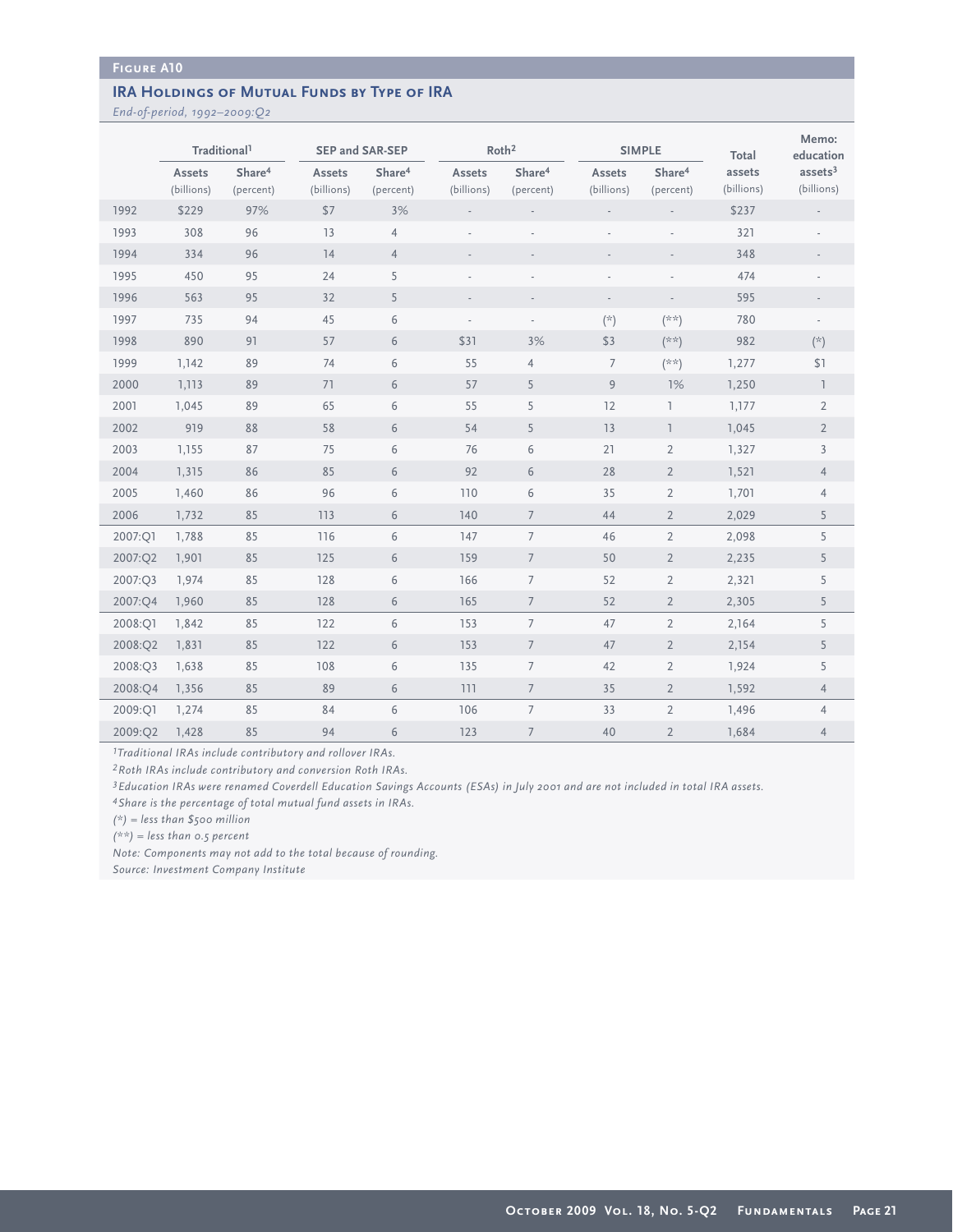**Figure A10**

## IRA Holdings of Mutual Funds by Type of IRA

*End-of-period, 1992–2009:Q2*

| | Traditional[1] | | SEP and SAR-SEP | | Roth[2] | | SIMPLE | | Total | Memo: education |
|---|---|---|---|---|---|---|---|---|---|---|
| | Assets (billions) | Share[4] (percent) | Assets (billions) | Share[4] (percent) | Assets (billions) | Share[4] (percent) | Assets (billions) | Share[4] (percent) | assets (billions) | assets[3] (billions) |
| 1992 | $229 | 97% | $7 | 3% | - | - | - | - | $237 | - |
| 1993 | 308 | 96 | 13 | 4 | - | - | - | - | 321 | - |
| 1994 | 334 | 96 | 14 | 4 | - | - | - | - | 348 | - |
| 1995 | 450 | 95 | 24 | 5 | - | - | - | - | 474 | - |
| 1996 | 563 | 95 | 32 | 5 | - | - | - | - | 595 | - |
| 1997 | 735 | 94 | 45 | 6 | - | - | (*) | (**) | 780 | - |
| 1998 | 890 | 91 | 57 | 6 | $31 | 3% | $3 | (**) | 982 | (*) |
| 1999 | 1,142 | 89 | 74 | 6 | 55 | 4 | 7 | (**) | 1,277 | $1 |
| 2000 | 1,113 | 89 | 71 | 6 | 57 | 5 | 9 | 1% | 1,250 | 1 |
| 2001 | 1,045 | 89 | 65 | 6 | 55 | 5 | 12 | 1 | 1,177 | 2 |
| 2002 | 919 | 88 | 58 | 6 | 54 | 5 | 13 | 1 | 1,045 | 2 |
| 2003 | 1,155 | 87 | 75 | 6 | 76 | 6 | 21 | 2 | 1,327 | 3 |
| 2004 | 1,315 | 86 | 85 | 6 | 92 | 6 | 28 | 2 | 1,521 | 4 |
| 2005 | 1,460 | 86 | 96 | 6 | 110 | 6 | 35 | 2 | 1,701 | 4 |
| 2006 | 1,732 | 85 | 113 | 6 | 140 | 7 | 44 | 2 | 2,029 | 5 |
| 2007:Q1 | 1,788 | 85 | 116 | 6 | 147 | 7 | 46 | 2 | 2,098 | 5 |
| 2007:Q2 | 1,901 | 85 | 125 | 6 | 159 | 7 | 50 | 2 | 2,235 | 5 |
| 2007:Q3 | 1,974 | 85 | 128 | 6 | 166 | 7 | 52 | 2 | 2,321 | 5 |
| 2007:Q4 | 1,960 | 85 | 128 | 6 | 165 | 7 | 52 | 2 | 2,305 | 5 |
| 2008:Q1 | 1,842 | 85 | 122 | 6 | 153 | 7 | 47 | 2 | 2,164 | 5 |
| 2008:Q2 | 1,831 | 85 | 122 | 6 | 153 | 7 | 47 | 2 | 2,154 | 5 |
| 2008:Q3 | 1,638 | 85 | 108 | 6 | 135 | 7 | 42 | 2 | 1,924 | 5 |
| 2008:Q4 | 1,356 | 85 | 89 | 6 | 111 | 7 | 35 | 2 | 1,592 | 4 |
| 2009:Q1 | 1,274 | 85 | 84 | 6 | 106 | 7 | 33 | 2 | 1,496 | 4 |
| 2009:Q2 | 1,428 | 85 | 94 | 6 | 123 | 7 | 40 | 2 | 1,684 | 4 |

*[1]Traditional IRAs include contributory and rollover IRAs.*

*[2]Roth IRAs include contributory and conversion Roth IRAs.*

*[3]Education IRAs were renamed Coverdell Education Savings Accounts (ESAs) in July 2001 and are not included in total IRA assets.*

*[4]Share is the percentage of total mutual fund assets in IRAs.*

*(*) = less than $500 million*

*(**) = less than 0.5 percent*

*Note: Components may not add to the total because of rounding.*

*Source: Investment Company Institute*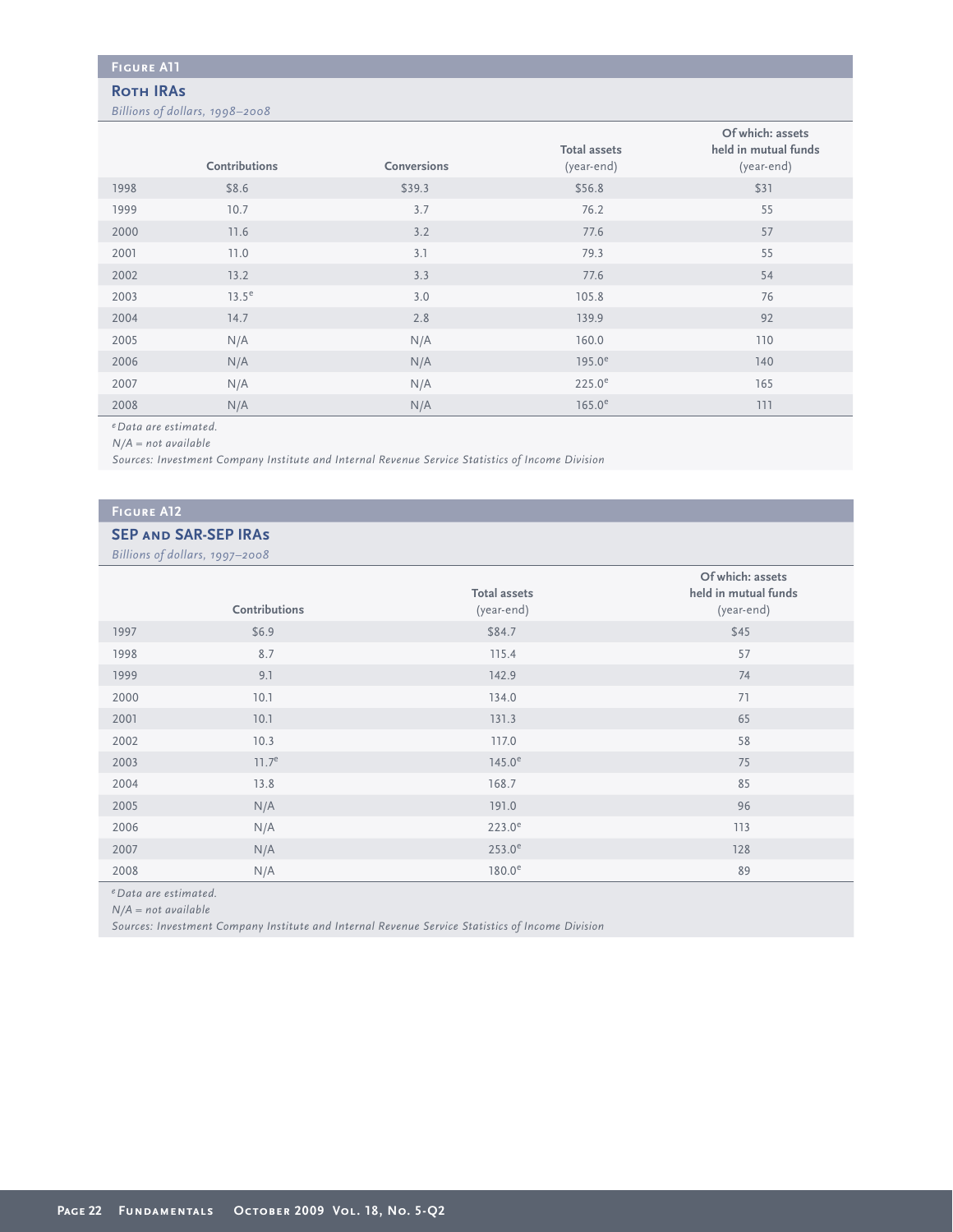## Figure A11

### Roth IRAs

*Billions of dollars, 1998–2008*

| | Contributions | Conversions | Total assets (year-end) | Of which: assets held in mutual funds (year-end) |
|---|---|---|---|---|
| 1998 | $8.6 | $39.3 | $56.8 | $31 |
| 1999 | 10.7 | 3.7 | 76.2 | 55 |
| 2000 | 11.6 | 3.2 | 77.6 | 57 |
| 2001 | 11.0 | 3.1 | 79.3 | 55 |
| 2002 | 13.2 | 3.3 | 77.6 | 54 |
| 2003 | 13.5[e] | 3.0 | 105.8 | 76 |
| 2004 | 14.7 | 2.8 | 139.9 | 92 |
| 2005 | N/A | N/A | 160.0 | 110 |
| 2006 | N/A | N/A | 195.0[e] | 140 |
| 2007 | N/A | N/A | 225.0[e] | 165 |
| 2008 | N/A | N/A | 165.0[e] | 111 |

[e] *Data are estimated.*

*N/A = not available*

*Sources: Investment Company Institute and Internal Revenue Service Statistics of Income Division*

## Figure A12

### SEP and SAR-SEP IRAs

*Billions of dollars, 1997–2008*

| | Contributions | Total assets (year-end) | Of which: assets held in mutual funds (year-end) |
|---|---|---|---|
| 1997 | $6.9 | $84.7 | $45 |
| 1998 | 8.7 | 115.4 | 57 |
| 1999 | 9.1 | 142.9 | 74 |
| 2000 | 10.1 | 134.0 | 71 |
| 2001 | 10.1 | 131.3 | 65 |
| 2002 | 10.3 | 117.0 | 58 |
| 2003 | 11.7[e] | 145.0[e] | 75 |
| 2004 | 13.8 | 168.7 | 85 |
| 2005 | N/A | 191.0 | 96 |
| 2006 | N/A | 223.0[e] | 113 |
| 2007 | N/A | 253.0[e] | 128 |
| 2008 | N/A | 180.0[e] | 89 |

[e] *Data are estimated.*

*N/A = not available*

*Sources: Investment Company Institute and Internal Revenue Service Statistics of Income Division*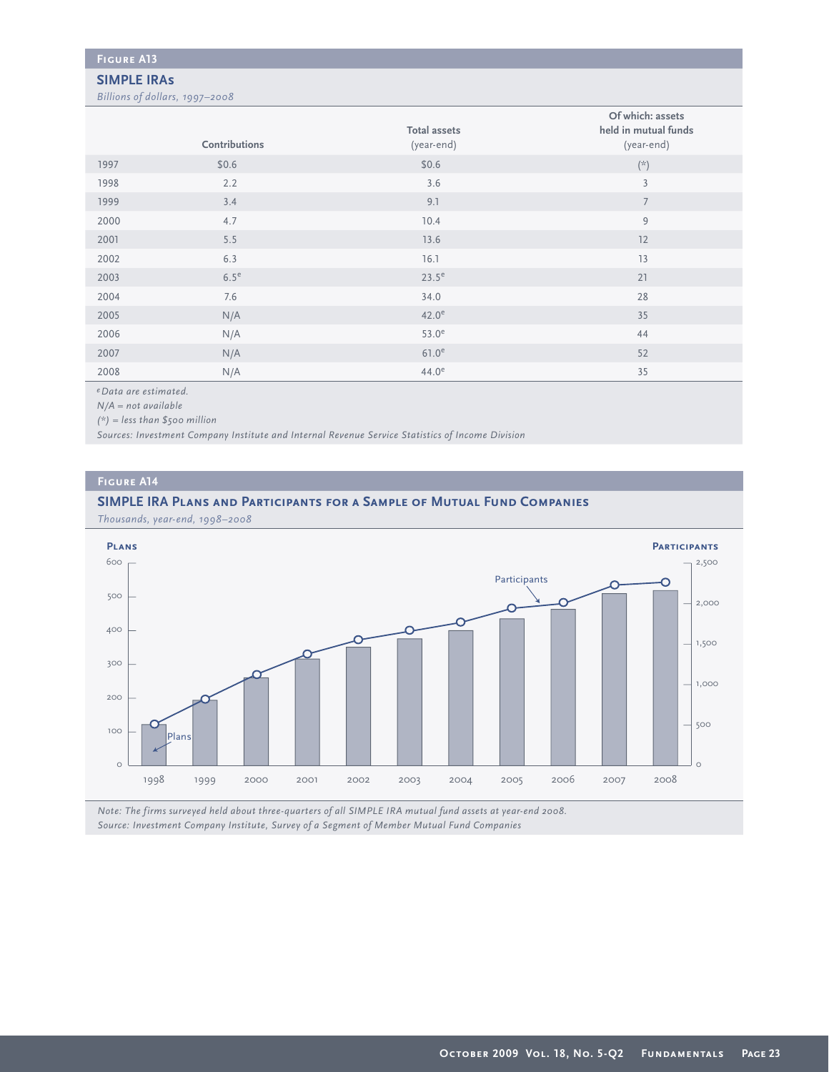## Figure A13

### SIMPLE IRAs

*Billions of dollars, 1997–2008*

| | Contributions | Total assets (year-end) | Of which: assets held in mutual funds (year-end) |
|---|---|---|---|
| 1997 | $0.6 | $0.6 | (*) |
| 1998 | 2.2 | 3.6 | 3 |
| 1999 | 3.4 | 9.1 | 7 |
| 2000 | 4.7 | 10.4 | 9 |
| 2001 | 5.5 | 13.6 | 12 |
| 2002 | 6.3 | 16.1 | 13 |
| 2003 | 6.5[e] | 23.5[e] | 21 |
| 2004 | 7.6 | 34.0 | 28 |
| 2005 | N/A | 42.0[e] | 35 |
| 2006 | N/A | 53.0[e] | 44 |
| 2007 | N/A | 61.0[e] | 52 |
| 2008 | N/A | 44.0[e] | 35 |

*[e] Data are estimated.*

*N/A = not available*

*(*) = less than $500 million*

*Sources: Investment Company Institute and Internal Revenue Service Statistics of Income Division*

## Figure A14

### SIMPLE IRA Plans and Participants for a Sample of Mutual Fund Companies

*Thousands, year-end, 1998–2008*

*Note: The firms surveyed held about three-quarters of all SIMPLE IRA mutual fund assets at year-end 2008.*

*Source: Investment Company Institute, Survey of a Segment of Member Mutual Fund Companies*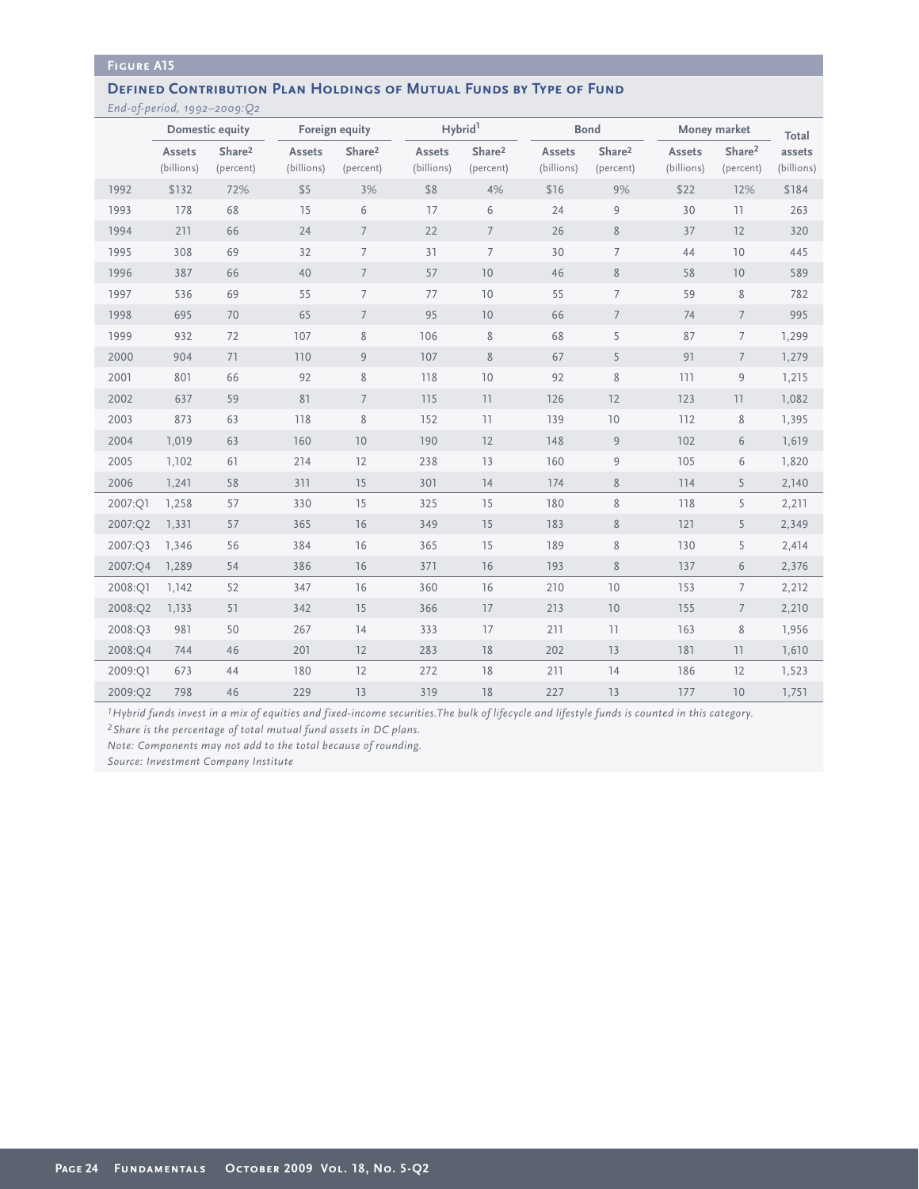**Figure A15**

## Defined Contribution Plan Holdings of Mutual Funds by Type of Fund

*End-of-period, 1992–2009:Q2*

| | Domestic equity | | Foreign equity | | Hybrid[1] | | Bond | | Money market | | Total |
|---|---|---|---|---|---|---|---|---|---|---|---|
| | Assets (billions) | Share[2] (percent) | Assets (billions) | Share[2] (percent) | Assets (billions) | Share[2] (percent) | Assets (billions) | Share[2] (percent) | Assets (billions) | Share[2] (percent) | assets (billions) |
| 1992 | $132 | 72% | $5 | 3% | $8 | 4% | $16 | 9% | $22 | 12% | $184 |
| 1993 | 178 | 68 | 15 | 6 | 17 | 6 | 24 | 9 | 30 | 11 | 263 |
| 1994 | 211 | 66 | 24 | 7 | 22 | 7 | 26 | 8 | 37 | 12 | 320 |
| 1995 | 308 | 69 | 32 | 7 | 31 | 7 | 30 | 7 | 44 | 10 | 445 |
| 1996 | 387 | 66 | 40 | 7 | 57 | 10 | 46 | 8 | 58 | 10 | 589 |
| 1997 | 536 | 69 | 55 | 7 | 77 | 10 | 55 | 7 | 59 | 8 | 782 |
| 1998 | 695 | 70 | 65 | 7 | 95 | 10 | 66 | 7 | 74 | 7 | 995 |
| 1999 | 932 | 72 | 107 | 8 | 106 | 8 | 68 | 5 | 87 | 7 | 1,299 |
| 2000 | 904 | 71 | 110 | 9 | 107 | 8 | 67 | 5 | 91 | 7 | 1,279 |
| 2001 | 801 | 66 | 92 | 8 | 118 | 10 | 92 | 8 | 111 | 9 | 1,215 |
| 2002 | 637 | 59 | 81 | 7 | 115 | 11 | 126 | 12 | 123 | 11 | 1,082 |
| 2003 | 873 | 63 | 118 | 8 | 152 | 11 | 139 | 10 | 112 | 8 | 1,395 |
| 2004 | 1,019 | 63 | 160 | 10 | 190 | 12 | 148 | 9 | 102 | 6 | 1,619 |
| 2005 | 1,102 | 61 | 214 | 12 | 238 | 13 | 160 | 9 | 105 | 6 | 1,820 |
| 2006 | 1,241 | 58 | 311 | 15 | 301 | 14 | 174 | 8 | 114 | 5 | 2,140 |
| 2007:Q1 | 1,258 | 57 | 330 | 15 | 325 | 15 | 180 | 8 | 118 | 5 | 2,211 |
| 2007:Q2 | 1,331 | 57 | 365 | 16 | 349 | 15 | 183 | 8 | 121 | 5 | 2,349 |
| 2007:Q3 | 1,346 | 56 | 384 | 16 | 365 | 15 | 189 | 8 | 130 | 5 | 2,414 |
| 2007:Q4 | 1,289 | 54 | 386 | 16 | 371 | 16 | 193 | 8 | 137 | 6 | 2,376 |
| 2008:Q1 | 1,142 | 52 | 347 | 16 | 360 | 16 | 210 | 10 | 153 | 7 | 2,212 |
| 2008:Q2 | 1,133 | 51 | 342 | 15 | 366 | 17 | 213 | 10 | 155 | 7 | 2,210 |
| 2008:Q3 | 981 | 50 | 267 | 14 | 333 | 17 | 211 | 11 | 163 | 8 | 1,956 |
| 2008:Q4 | 744 | 46 | 201 | 12 | 283 | 18 | 202 | 13 | 181 | 11 | 1,610 |
| 2009:Q1 | 673 | 44 | 180 | 12 | 272 | 18 | 211 | 14 | 186 | 12 | 1,523 |
| 2009:Q2 | 798 | 46 | 229 | 13 | 319 | 18 | 227 | 13 | 177 | 10 | 1,751 |

*[1] Hybrid funds invest in a mix of equities and fixed-income securities. The bulk of lifecycle and lifestyle funds is counted in this category.*

*[2] Share is the percentage of total mutual fund assets in DC plans.*

*Note: Components may not add to the total because of rounding.*

*Source: Investment Company Institute*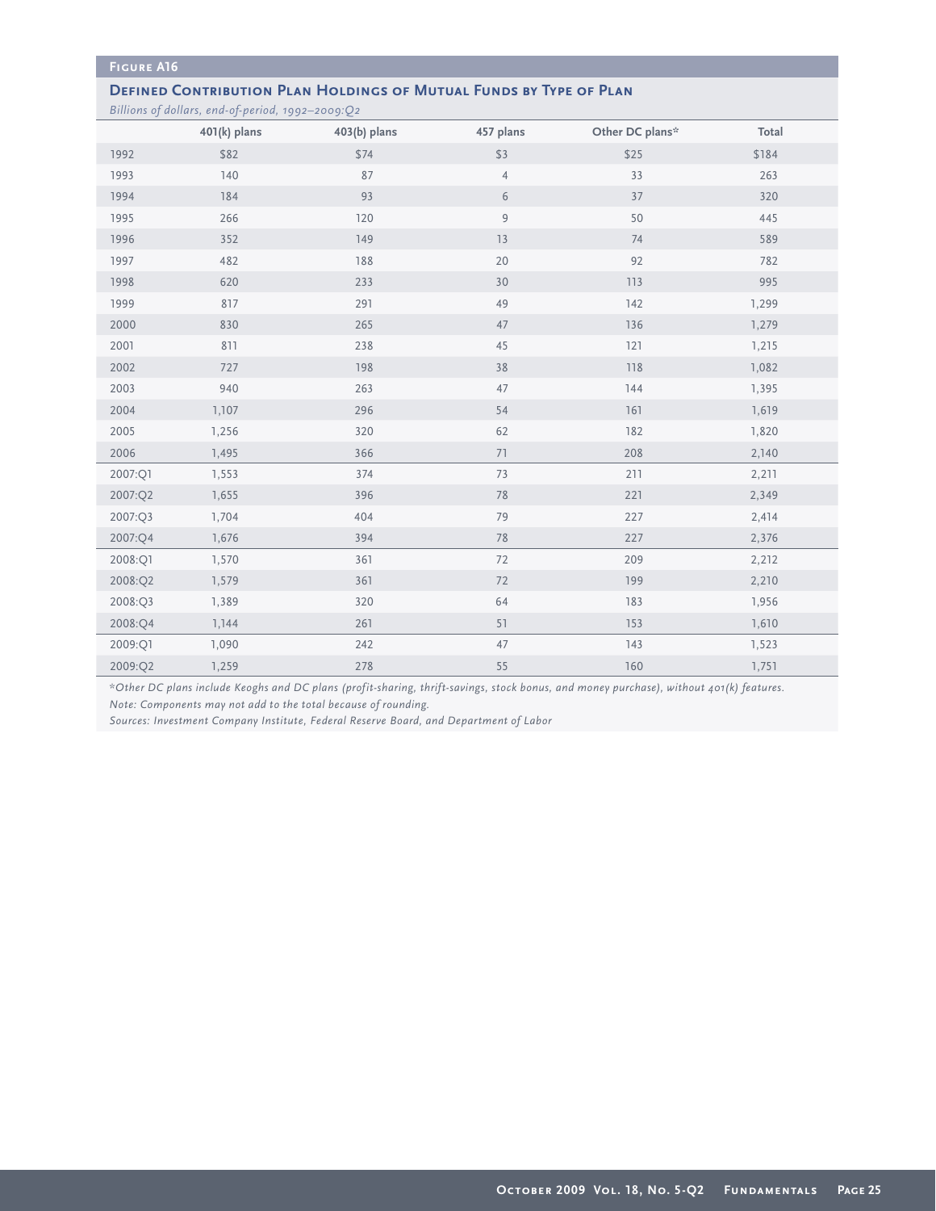**Figure A16**

## Defined Contribution Plan Holdings of Mutual Funds by Type of Plan

*Billions of dollars, end-of-period, 1992–2009:Q2*

| | 401(k) plans | 403(b) plans | 457 plans | Other DC plans* | Total |
|---|---|---|---|---|---|
| 1992 | $82 | $74 | $3 | $25 | $184 |
| 1993 | 140 | 87 | 4 | 33 | 263 |
| 1994 | 184 | 93 | 6 | 37 | 320 |
| 1995 | 266 | 120 | 9 | 50 | 445 |
| 1996 | 352 | 149 | 13 | 74 | 589 |
| 1997 | 482 | 188 | 20 | 92 | 782 |
| 1998 | 620 | 233 | 30 | 113 | 995 |
| 1999 | 817 | 291 | 49 | 142 | 1,299 |
| 2000 | 830 | 265 | 47 | 136 | 1,279 |
| 2001 | 811 | 238 | 45 | 121 | 1,215 |
| 2002 | 727 | 198 | 38 | 118 | 1,082 |
| 2003 | 940 | 263 | 47 | 144 | 1,395 |
| 2004 | 1,107 | 296 | 54 | 161 | 1,619 |
| 2005 | 1,256 | 320 | 62 | 182 | 1,820 |
| 2006 | 1,495 | 366 | 71 | 208 | 2,140 |
| 2007:Q1 | 1,553 | 374 | 73 | 211 | 2,211 |
| 2007:Q2 | 1,655 | 396 | 78 | 221 | 2,349 |
| 2007:Q3 | 1,704 | 404 | 79 | 227 | 2,414 |
| 2007:Q4 | 1,676 | 394 | 78 | 227 | 2,376 |
| 2008:Q1 | 1,570 | 361 | 72 | 209 | 2,212 |
| 2008:Q2 | 1,579 | 361 | 72 | 199 | 2,210 |
| 2008:Q3 | 1,389 | 320 | 64 | 183 | 1,956 |
| 2008:Q4 | 1,144 | 261 | 51 | 153 | 1,610 |
| 2009:Q1 | 1,090 | 242 | 47 | 143 | 1,523 |
| 2009:Q2 | 1,259 | 278 | 55 | 160 | 1,751 |

*\*Other DC plans include Keoghs and DC plans (profit-sharing, thrift-savings, stock bonus, and money purchase), without 401(k) features.*

*Note: Components may not add to the total because of rounding.*

*Sources: Investment Company Institute, Federal Reserve Board, and Department of Labor*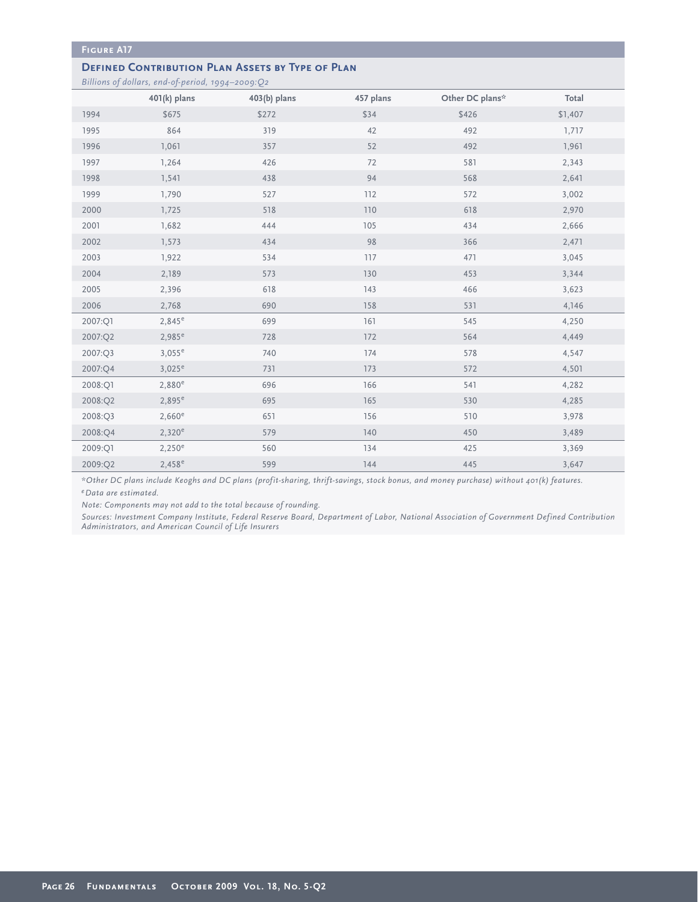## Figure A17

### Defined Contribution Plan Assets by Type of Plan

*Billions of dollars, end-of-period, 1994–2009:Q2*

| | 401(k) plans | 403(b) plans | 457 plans | Other DC plans* | Total |
|---|---|---|---|---|---|
| 1994 | $675 | $272 | $34 | $426 | $1,407 |
| 1995 | 864 | 319 | 42 | 492 | 1,717 |
| 1996 | 1,061 | 357 | 52 | 492 | 1,961 |
| 1997 | 1,264 | 426 | 72 | 581 | 2,343 |
| 1998 | 1,541 | 438 | 94 | 568 | 2,641 |
| 1999 | 1,790 | 527 | 112 | 572 | 3,002 |
| 2000 | 1,725 | 518 | 110 | 618 | 2,970 |
| 2001 | 1,682 | 444 | 105 | 434 | 2,666 |
| 2002 | 1,573 | 434 | 98 | 366 | 2,471 |
| 2003 | 1,922 | 534 | 117 | 471 | 3,045 |
| 2004 | 2,189 | 573 | 130 | 453 | 3,344 |
| 2005 | 2,396 | 618 | 143 | 466 | 3,623 |
| 2006 | 2,768 | 690 | 158 | 531 | 4,146 |
| 2007:Q1 | 2,845[e] | 699 | 161 | 545 | 4,250 |
| 2007:Q2 | 2,985[e] | 728 | 172 | 564 | 4,449 |
| 2007:Q3 | 3,055[e] | 740 | 174 | 578 | 4,547 |
| 2007:Q4 | 3,025[e] | 731 | 173 | 572 | 4,501 |
| 2008:Q1 | 2,880[e] | 696 | 166 | 541 | 4,282 |
| 2008:Q2 | 2,895[e] | 695 | 165 | 530 | 4,285 |
| 2008:Q3 | 2,660[e] | 651 | 156 | 510 | 3,978 |
| 2008:Q4 | 2,320[e] | 579 | 140 | 450 | 3,489 |
| 2009:Q1 | 2,250[e] | 560 | 134 | 425 | 3,369 |
| 2009:Q2 | 2,458[e] | 599 | 144 | 445 | 3,647 |

*\*Other DC plans include Keoghs and DC plans (profit-sharing, thrift-savings, stock bonus, and money purchase) without 401(k) features.*

*[e] Data are estimated.*

*Note: Components may not add to the total because of rounding.*

*Sources: Investment Company Institute, Federal Reserve Board, Department of Labor, National Association of Government Defined Contribution Administrators, and American Council of Life Insurers*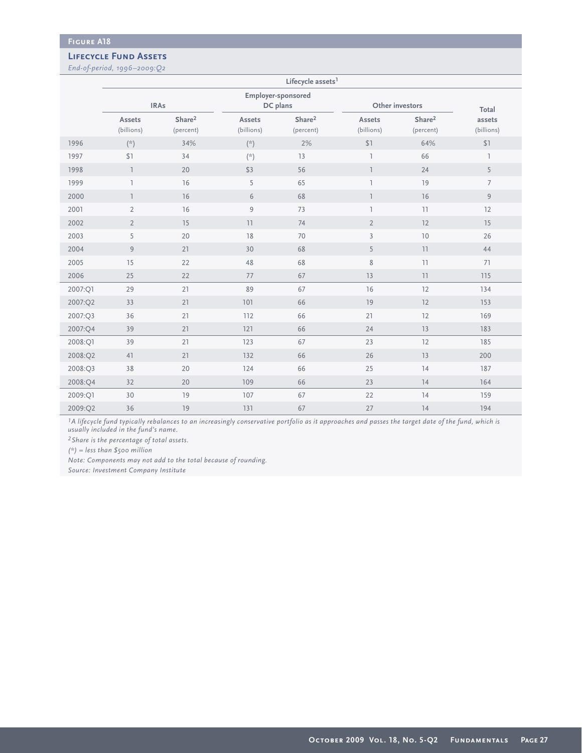## Figure A18

### Lifecycle Fund Assets

*End-of-period, 1996–2009:Q2*

| | Lifecycle assets[1] | | | | | | |
|---|---|---|---|---|---|---|---|
| | IRAs | | Employer-sponsored DC plans | | Other investors | | Total assets (billions) |
| | Assets (billions) | Share[2] (percent) | Assets (billions) | Share[2] (percent) | Assets (billions) | Share[2] (percent) | |
| 1996 | (*) | 34% | (*) | 2% | $1 | 64% | $1 |
| 1997 | $1 | 34 | (*) | 13 | 1 | 66 | 1 |
| 1998 | 1 | 20 | $3 | 56 | 1 | 24 | 5 |
| 1999 | 1 | 16 | 5 | 65 | 1 | 19 | 7 |
| 2000 | 1 | 16 | 6 | 68 | 1 | 16 | 9 |
| 2001 | 2 | 16 | 9 | 73 | 1 | 11 | 12 |
| 2002 | 2 | 15 | 11 | 74 | 2 | 12 | 15 |
| 2003 | 5 | 20 | 18 | 70 | 3 | 10 | 26 |
| 2004 | 9 | 21 | 30 | 68 | 5 | 11 | 44 |
| 2005 | 15 | 22 | 48 | 68 | 8 | 11 | 71 |
| 2006 | 25 | 22 | 77 | 67 | 13 | 11 | 115 |
| 2007:Q1 | 29 | 21 | 89 | 67 | 16 | 12 | 134 |
| 2007:Q2 | 33 | 21 | 101 | 66 | 19 | 12 | 153 |
| 2007:Q3 | 36 | 21 | 112 | 66 | 21 | 12 | 169 |
| 2007:Q4 | 39 | 21 | 121 | 66 | 24 | 13 | 183 |
| 2008:Q1 | 39 | 21 | 123 | 67 | 23 | 12 | 185 |
| 2008:Q2 | 41 | 21 | 132 | 66 | 26 | 13 | 200 |
| 2008:Q3 | 38 | 20 | 124 | 66 | 25 | 14 | 187 |
| 2008:Q4 | 32 | 20 | 109 | 66 | 23 | 14 | 164 |
| 2009:Q1 | 30 | 19 | 107 | 67 | 22 | 14 | 159 |
| 2009:Q2 | 36 | 19 | 131 | 67 | 27 | 14 | 194 |

*[1]A lifecycle fund typically rebalances to an increasingly conservative portfolio as it approaches and passes the target date of the fund, which is usually included in the fund's name.*

*[2]Share is the percentage of total assets.*

*(*) = less than $500 million*

*Note: Components may not add to the total because of rounding.*

*Source: Investment Company Institute*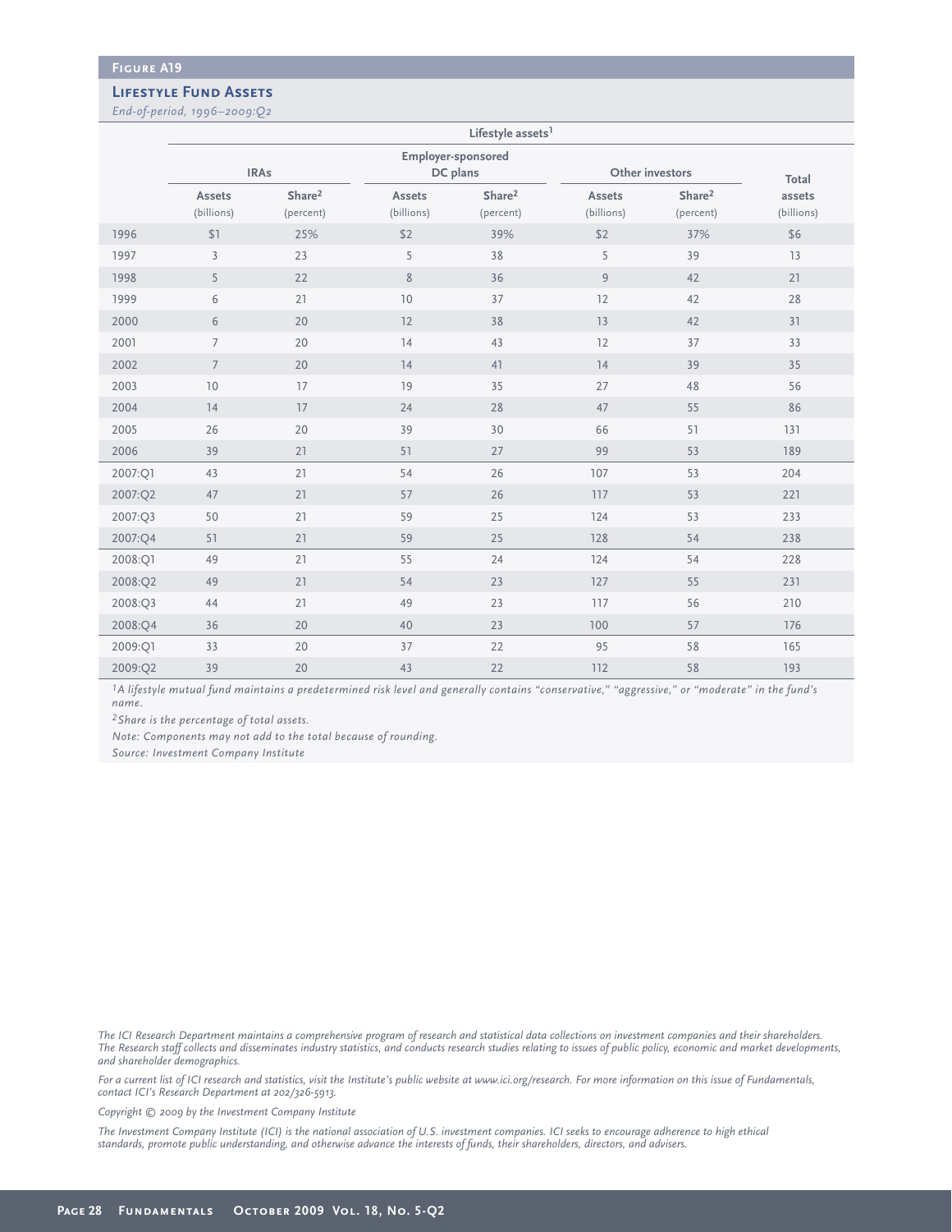## Figure A19

### Lifestyle Fund Assets

*End-of-period, 1996–2009:Q2*

| | Lifestyle assets[1] | | | | | | |
|---|---|---|---|---|---|---|---|
| | IRAs | | Employer-sponsored DC plans | | Other investors | | Total assets (billions) |
| | Assets (billions) | Share[2] (percent) | Assets (billions) | Share[2] (percent) | Assets (billions) | Share[2] (percent) | |
| 1996 | $1 | 25% | $2 | 39% | $2 | 37% | $6 |
| 1997 | 3 | 23 | 5 | 38 | 5 | 39 | 13 |
| 1998 | 5 | 22 | 8 | 36 | 9 | 42 | 21 |
| 1999 | 6 | 21 | 10 | 37 | 12 | 42 | 28 |
| 2000 | 6 | 20 | 12 | 38 | 13 | 42 | 31 |
| 2001 | 7 | 20 | 14 | 43 | 12 | 37 | 33 |
| 2002 | 7 | 20 | 14 | 41 | 14 | 39 | 35 |
| 2003 | 10 | 17 | 19 | 35 | 27 | 48 | 56 |
| 2004 | 14 | 17 | 24 | 28 | 47 | 55 | 86 |
| 2005 | 26 | 20 | 39 | 30 | 66 | 51 | 131 |
| 2006 | 39 | 21 | 51 | 27 | 99 | 53 | 189 |
| 2007:Q1 | 43 | 21 | 54 | 26 | 107 | 53 | 204 |
| 2007:Q2 | 47 | 21 | 57 | 26 | 117 | 53 | 221 |
| 2007:Q3 | 50 | 21 | 59 | 25 | 124 | 53 | 233 |
| 2007:Q4 | 51 | 21 | 59 | 25 | 128 | 54 | 238 |
| 2008:Q1 | 49 | 21 | 55 | 24 | 124 | 54 | 228 |
| 2008:Q2 | 49 | 21 | 54 | 23 | 127 | 55 | 231 |
| 2008:Q3 | 44 | 21 | 49 | 23 | 117 | 56 | 210 |
| 2008:Q4 | 36 | 20 | 40 | 23 | 100 | 57 | 176 |
| 2009:Q1 | 33 | 20 | 37 | 22 | 95 | 58 | 165 |
| 2009:Q2 | 39 | 20 | 43 | 22 | 112 | 58 | 193 |

*[1]A lifestyle mutual fund maintains a predetermined risk level and generally contains "conservative," "aggressive," or "moderate" in the fund's name.*

*[2]Share is the percentage of total assets.*

*Note: Components may not add to the total because of rounding.*

*Source: Investment Company Institute*

*The ICI Research Department maintains a comprehensive program of research and statistical data collections on investment companies and their shareholders. The Research staff collects and disseminates industry statistics, and conducts research studies relating to issues of public policy, economic and market developments, and shareholder demographics.*

*For a current list of ICI research and statistics, visit the Institute's public website at www.ici.org/research. For more information on this issue of Fundamentals, contact ICI's Research Department at 202/326-5913.*

*Copyright © 2009 by the Investment Company Institute*

*The Investment Company Institute (ICI) is the national association of U.S. investment companies. ICI seeks to encourage adherence to high ethical standards, promote public understanding, and otherwise advance the interests of funds, their shareholders, directors, and advisers.*